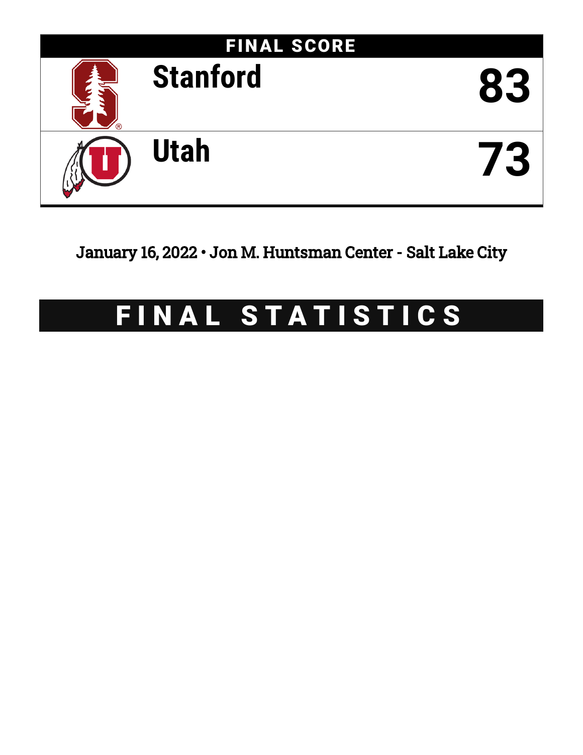# FINAL SCORE

| Team | Score |
| --- | --- |
| Stanford | 83 |
| Utah | 73 |

January 16, 2022 • Jon M. Huntsman Center - Salt Lake City

# FINAL STATISTICS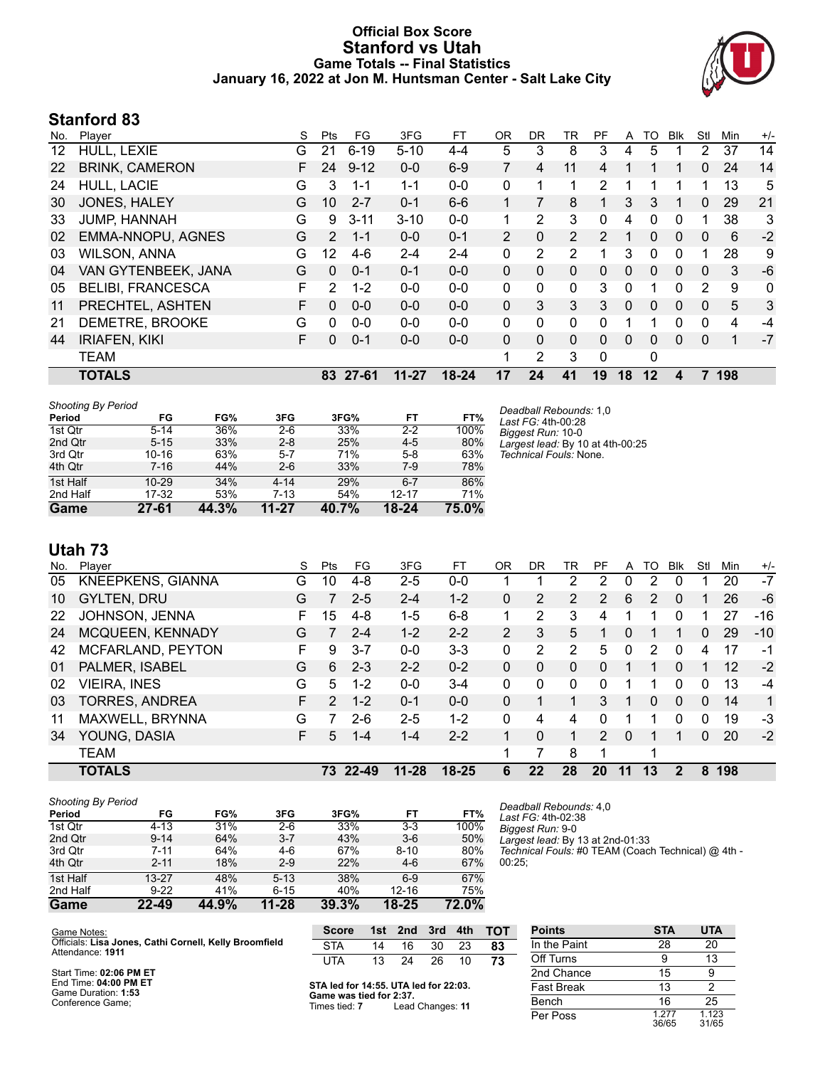# Official Box Score
# Stanford vs Utah
## Game Totals -- Final Statistics
## January 16, 2022 at Jon M. Huntsman Center - Salt Lake City

## Stanford 83

| No. | Player | S | Pts | FG | 3FG | FT | OR | DR | TR | PF | A | TO | Blk | Stl | Min | +/- |
|---|---|---|---|---|---|---|---|---|---|---|---|---|---|---|---|---|
| 12 | HULL, LEXIE | G | 21 | 6-19 | 5-10 | 4-4 | 5 | 3 | 8 | 3 | 4 | 5 | 1 | 2 | 37 | 14 |
| 22 | BRINK, CAMERON | F | 24 | 9-12 | 0-0 | 6-9 | 7 | 4 | 11 | 4 | 1 | 1 | 1 | 0 | 24 | 14 |
| 24 | HULL, LACIE | G | 3 | 1-1 | 1-1 | 0-0 | 0 | 1 | 1 | 2 | 1 | 1 | 1 | 1 | 13 | 5 |
| 30 | JONES, HALEY | G | 10 | 2-7 | 0-1 | 6-6 | 1 | 7 | 8 | 1 | 3 | 3 | 1 | 0 | 29 | 21 |
| 33 | JUMP, HANNAH | G | 9 | 3-11 | 3-10 | 0-0 | 1 | 2 | 3 | 0 | 4 | 0 | 0 | 1 | 38 | 3 |
| 02 | EMMA-NNOPU, AGNES | G | 2 | 1-1 | 0-0 | 0-1 | 2 | 0 | 2 | 2 | 1 | 0 | 0 | 0 | 6 | -2 |
| 03 | WILSON, ANNA | G | 12 | 4-6 | 2-4 | 2-4 | 0 | 2 | 2 | 1 | 3 | 0 | 0 | 1 | 28 | 9 |
| 04 | VAN GYTENBEEK, JANA | G | 0 | 0-1 | 0-1 | 0-0 | 0 | 0 | 0 | 0 | 0 | 0 | 0 | 0 | 3 | -6 |
| 05 | BELIBI, FRANCESCA | F | 2 | 1-2 | 0-0 | 0-0 | 0 | 0 | 0 | 3 | 0 | 1 | 0 | 2 | 9 | 0 |
| 11 | PRECHTEL, ASHTEN | F | 0 | 0-0 | 0-0 | 0-0 | 0 | 3 | 3 | 3 | 0 | 0 | 0 | 0 | 5 | 3 |
| 21 | DEMETRE, BROOKE | G | 0 | 0-0 | 0-0 | 0-0 | 0 | 0 | 0 | 0 | 1 | 1 | 0 | 0 | 4 | -4 |
| 44 | IRIAFEN, KIKI | F | 0 | 0-1 | 0-0 | 0-0 | 0 | 0 | 0 | 0 | 0 | 0 | 0 | 0 | 1 | -7 |
| | TEAM | | | | | | 1 | 2 | 3 | 0 | | 0 | | | | |
| | **TOTALS** | | **83** | **27-61** | **11-27** | **18-24** | **17** | **24** | **41** | **19** | **18** | **12** | **4** | **7** | **198** | |

*Shooting By Period*

| Period | FG | FG% | 3FG | 3FG% | FT | FT% |
|---|---|---|---|---|---|---|
| 1st Qtr | 5-14 | 36% | 2-6 | 33% | 2-2 | 100% |
| 2nd Qtr | 5-15 | 33% | 2-8 | 25% | 4-5 | 80% |
| 3rd Qtr | 10-16 | 63% | 5-7 | 71% | 5-8 | 63% |
| 4th Qtr | 7-16 | 44% | 2-6 | 33% | 7-9 | 78% |
| 1st Half | 10-29 | 34% | 4-14 | 29% | 6-7 | 86% |
| 2nd Half | 17-32 | 53% | 7-13 | 54% | 12-17 | 71% |
| **Game** | **27-61** | **44.3%** | **11-27** | **40.7%** | **18-24** | **75.0%** |

*Deadball Rebounds:* 1,0
*Last FG:* 4th-00:28
*Biggest Run:* 10-0
*Largest lead:* By 10 at 4th-00:25
*Technical Fouls:* None.

## Utah 73

| No. | Player | S | Pts | FG | 3FG | FT | OR | DR | TR | PF | A | TO | Blk | Stl | Min | +/- |
|---|---|---|---|---|---|---|---|---|---|---|---|---|---|---|---|---|
| 05 | KNEEPKENS, GIANNA | G | 10 | 4-8 | 2-5 | 0-0 | 1 | 1 | 2 | 2 | 0 | 2 | 0 | 1 | 20 | -7 |
| 10 | GYLTEN, DRU | G | 7 | 2-5 | 2-4 | 1-2 | 0 | 2 | 2 | 2 | 6 | 2 | 0 | 1 | 26 | -6 |
| 22 | JOHNSON, JENNA | F | 15 | 4-8 | 1-5 | 6-8 | 1 | 2 | 3 | 4 | 1 | 1 | 0 | 1 | 27 | -16 |
| 24 | MCQUEEN, KENNADY | G | 7 | 2-4 | 1-2 | 2-2 | 2 | 3 | 5 | 1 | 0 | 1 | 1 | 0 | 29 | -10 |
| 42 | MCFARLAND, PEYTON | F | 9 | 3-7 | 0-0 | 3-3 | 0 | 2 | 2 | 5 | 0 | 2 | 0 | 4 | 17 | -1 |
| 01 | PALMER, ISABEL | G | 6 | 2-3 | 2-2 | 0-2 | 0 | 0 | 0 | 0 | 1 | 1 | 0 | 1 | 12 | -2 |
| 02 | VIEIRA, INES | G | 5 | 1-2 | 0-0 | 3-4 | 0 | 0 | 0 | 0 | 1 | 1 | 0 | 0 | 13 | -4 |
| 03 | TORRES, ANDREA | F | 2 | 1-2 | 0-1 | 0-0 | 0 | 1 | 1 | 3 | 1 | 0 | 0 | 0 | 14 | 1 |
| 11 | MAXWELL, BRYNNA | G | 7 | 2-6 | 2-5 | 1-2 | 0 | 4 | 4 | 0 | 1 | 1 | 0 | 0 | 19 | -3 |
| 34 | YOUNG, DASIA | F | 5 | 1-4 | 1-4 | 2-2 | 1 | 0 | 1 | 2 | 0 | 1 | 1 | 0 | 20 | -2 |
| | TEAM | | | | | | 1 | 7 | 8 | 1 | | 1 | | | | |
| | **TOTALS** | | **73** | **22-49** | **11-28** | **18-25** | **6** | **22** | **28** | **20** | **11** | **13** | **2** | **8** | **198** | |

*Shooting By Period*

| Period | FG | FG% | 3FG | 3FG% | FT | FT% |
|---|---|---|---|---|---|---|
| 1st Qtr | 4-13 | 31% | 2-6 | 33% | 3-3 | 100% |
| 2nd Qtr | 9-14 | 64% | 3-7 | 43% | 3-6 | 50% |
| 3rd Qtr | 7-11 | 64% | 4-6 | 67% | 8-10 | 80% |
| 4th Qtr | 2-11 | 18% | 2-9 | 22% | 4-6 | 67% |
| 1st Half | 13-27 | 48% | 5-13 | 38% | 6-9 | 67% |
| 2nd Half | 9-22 | 41% | 6-15 | 40% | 12-16 | 75% |
| **Game** | **22-49** | **44.9%** | **11-28** | **39.3%** | **18-25** | **72.0%** |

*Deadball Rebounds:* 4,0
*Last FG:* 4th-02:38
*Biggest Run:* 9-0
*Largest lead:* By 13 at 2nd-01:33
*Technical Fouls:* #0 TEAM (Coach Technical) @ 4th - 00:25;

Game Notes:
Officials: **Lisa Jones, Cathi Cornell, Kelly Broomfield**
Attendance: **1911**

Start Time: **02:06 PM ET**
End Time: **04:00 PM ET**
Game Duration: **1:53**
Conference Game;

| Score | 1st | 2nd | 3rd | 4th | TOT |
|---|---|---|---|---|---|
| STA | 14 | 16 | 30 | 23 | **83** |
| UTA | 13 | 24 | 26 | 10 | **73** |

**STA led for 14:55. UTA led for 22:03.**
**Game was tied for 2:37.**
Times tied: **7** Lead Changes: **11**

| Points | STA | UTA |
|---|---|---|
| In the Paint | 28 | 20 |
| Off Turns | 9 | 13 |
| 2nd Chance | 15 | 9 |
| Fast Break | 13 | 2 |
| Bench | 16 | 25 |
| Per Poss | 1.277 36/65 | 1.123 31/65 |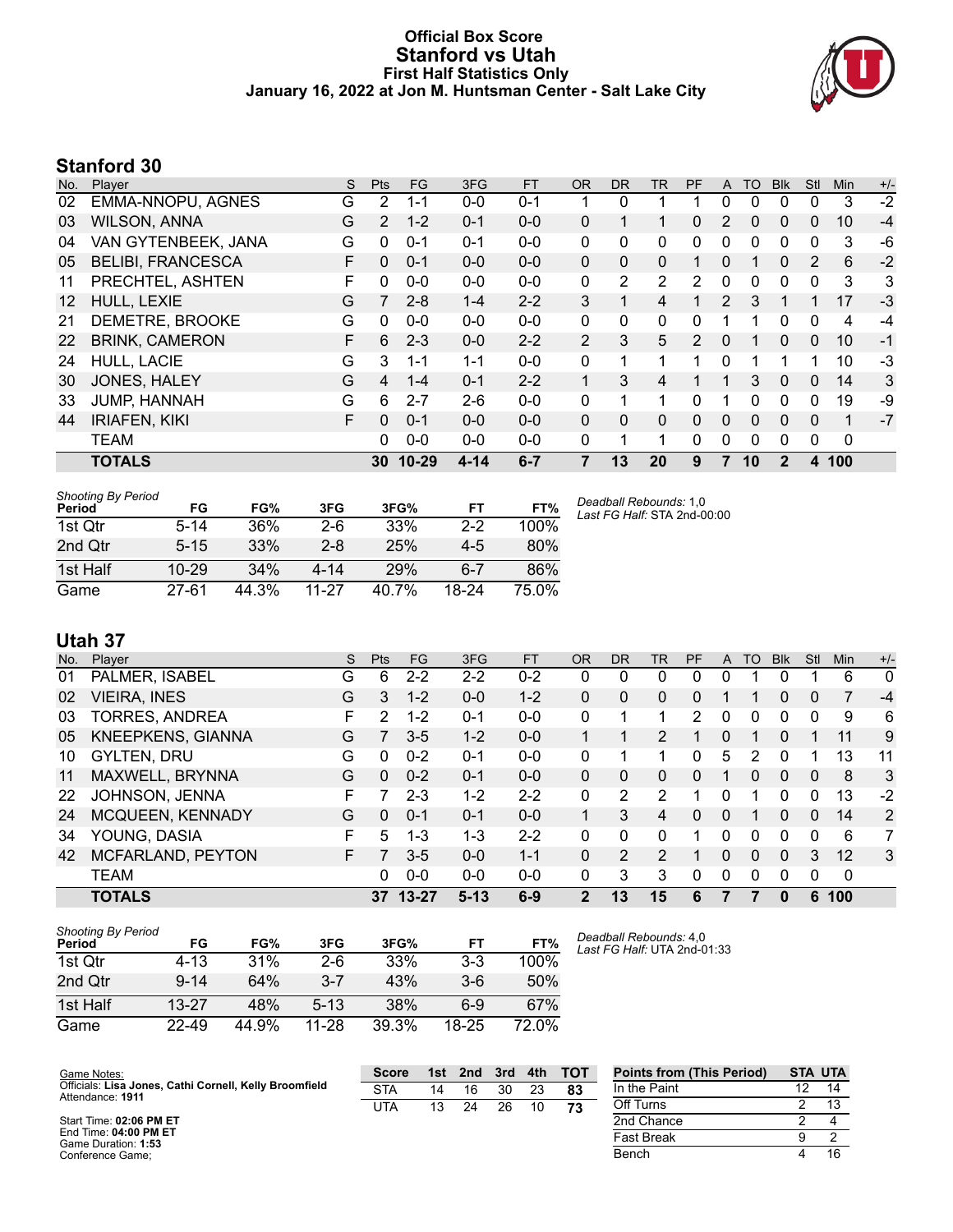# Official Box Score
## Stanford vs Utah
### First Half Statistics Only
### January 16, 2022 at Jon M. Huntsman Center - Salt Lake City

## Stanford 30

| No. | Player | S | Pts | FG | 3FG | FT | OR | DR | TR | PF | A | TO | Blk | Stl | Min | +/- |
|---|---|---|---|---|---|---|---|---|---|---|---|---|---|---|---|---|
| 02 | EMMA-NNOPU, AGNES | G | 2 | 1-1 | 0-0 | 0-1 | 1 | 0 | 1 | 1 | 0 | 0 | 0 | 0 | 3 | -2 |
| 03 | WILSON, ANNA | G | 2 | 1-2 | 0-1 | 0-0 | 0 | 1 | 1 | 0 | 2 | 0 | 0 | 0 | 10 | -4 |
| 04 | VAN GYTENBEEK, JANA | G | 0 | 0-1 | 0-1 | 0-0 | 0 | 0 | 0 | 0 | 0 | 0 | 0 | 0 | 3 | -6 |
| 05 | BELIBI, FRANCESCA | F | 0 | 0-1 | 0-0 | 0-0 | 0 | 0 | 0 | 1 | 0 | 1 | 0 | 2 | 6 | -2 |
| 11 | PRECHTEL, ASHTEN | F | 0 | 0-0 | 0-0 | 0-0 | 0 | 2 | 2 | 2 | 0 | 0 | 0 | 0 | 3 | 3 |
| 12 | HULL, LEXIE | G | 7 | 2-8 | 1-4 | 2-2 | 3 | 1 | 4 | 1 | 2 | 3 | 1 | 1 | 17 | -3 |
| 21 | DEMETRE, BROOKE | G | 0 | 0-0 | 0-0 | 0-0 | 0 | 0 | 0 | 0 | 1 | 1 | 0 | 0 | 4 | -4 |
| 22 | BRINK, CAMERON | F | 6 | 2-3 | 0-0 | 2-2 | 2 | 3 | 5 | 2 | 0 | 1 | 0 | 0 | 10 | -1 |
| 24 | HULL, LACIE | G | 3 | 1-1 | 1-1 | 0-0 | 0 | 1 | 1 | 1 | 0 | 1 | 1 | 1 | 10 | -3 |
| 30 | JONES, HALEY | G | 4 | 1-4 | 0-1 | 2-2 | 1 | 3 | 4 | 1 | 1 | 3 | 0 | 0 | 14 | 3 |
| 33 | JUMP, HANNAH | G | 6 | 2-7 | 2-6 | 0-0 | 0 | 1 | 1 | 0 | 1 | 0 | 0 | 0 | 19 | -9 |
| 44 | IRIAFEN, KIKI | F | 0 | 0-1 | 0-0 | 0-0 | 0 | 0 | 0 | 0 | 0 | 0 | 0 | 0 | 1 | -7 |
| | TEAM | | 0 | 0-0 | 0-0 | 0-0 | 0 | 1 | 1 | 0 | 0 | 0 | 0 | 0 | 0 | |
| | **TOTALS** | | **30** | **10-29** | **4-14** | **6-7** | **7** | **13** | **20** | **9** | **7** | **10** | **2** | **4** | **100** | |

| Shooting By Period Period | FG | FG% | 3FG | 3FG% | FT | FT% |
|---|---|---|---|---|---|---|
| 1st Qtr | 5-14 | 36% | 2-6 | 33% | 2-2 | 100% |
| 2nd Qtr | 5-15 | 33% | 2-8 | 25% | 4-5 | 80% |
| 1st Half | 10-29 | 34% | 4-14 | 29% | 6-7 | 86% |
| Game | 27-61 | 44.3% | 11-27 | 40.7% | 18-24 | 75.0% |

*Deadball Rebounds:* 1,0
*Last FG Half:* STA 2nd-00:00

## Utah 37

| No. | Player | S | Pts | FG | 3FG | FT | OR | DR | TR | PF | A | TO | Blk | Stl | Min | +/- |
|---|---|---|---|---|---|---|---|---|---|---|---|---|---|---|---|---|
| 01 | PALMER, ISABEL | G | 6 | 2-2 | 2-2 | 0-2 | 0 | 0 | 0 | 0 | 0 | 1 | 0 | 1 | 6 | 0 |
| 02 | VIEIRA, INES | G | 3 | 1-2 | 0-0 | 1-2 | 0 | 0 | 0 | 0 | 1 | 1 | 0 | 0 | 7 | -4 |
| 03 | TORRES, ANDREA | F | 2 | 1-2 | 0-1 | 0-0 | 0 | 1 | 1 | 2 | 0 | 0 | 0 | 0 | 9 | 6 |
| 05 | KNEEPKENS, GIANNA | G | 7 | 3-5 | 1-2 | 0-0 | 1 | 1 | 2 | 1 | 0 | 1 | 0 | 1 | 11 | 9 |
| 10 | GYLTEN, DRU | G | 0 | 0-2 | 0-1 | 0-0 | 0 | 1 | 1 | 0 | 5 | 2 | 0 | 1 | 13 | 11 |
| 11 | MAXWELL, BRYNNA | G | 0 | 0-2 | 0-1 | 0-0 | 0 | 0 | 0 | 0 | 1 | 0 | 0 | 0 | 8 | 3 |
| 22 | JOHNSON, JENNA | F | 7 | 2-3 | 1-2 | 2-2 | 0 | 2 | 2 | 1 | 0 | 1 | 0 | 0 | 13 | -2 |
| 24 | MCQUEEN, KENNADY | G | 0 | 0-1 | 0-1 | 0-0 | 1 | 3 | 4 | 0 | 0 | 1 | 0 | 0 | 14 | 2 |
| 34 | YOUNG, DASIA | F | 5 | 1-3 | 1-3 | 2-2 | 0 | 0 | 0 | 1 | 0 | 0 | 0 | 0 | 6 | 7 |
| 42 | MCFARLAND, PEYTON | F | 7 | 3-5 | 0-0 | 1-1 | 0 | 2 | 2 | 1 | 0 | 0 | 0 | 3 | 12 | 3 |
| | TEAM | | 0 | 0-0 | 0-0 | 0-0 | 0 | 3 | 3 | 0 | 0 | 0 | 0 | 0 | 0 | |
| | **TOTALS** | | **37** | **13-27** | **5-13** | **6-9** | **2** | **13** | **15** | **6** | **7** | **7** | **0** | **6** | **100** | |

| Shooting By Period Period | FG | FG% | 3FG | 3FG% | FT | FT% |
|---|---|---|---|---|---|---|
| 1st Qtr | 4-13 | 31% | 2-6 | 33% | 3-3 | 100% |
| 2nd Qtr | 9-14 | 64% | 3-7 | 43% | 3-6 | 50% |
| 1st Half | 13-27 | 48% | 5-13 | 38% | 6-9 | 67% |
| Game | 22-49 | 44.9% | 11-28 | 39.3% | 18-25 | 72.0% |

*Deadball Rebounds:* 4,0
*Last FG Half:* UTA 2nd-01:33

Game Notes:
Officials: **Lisa Jones, Cathi Cornell, Kelly Broomfield**
Attendance: **1911**

Start Time: **02:06 PM ET**
End Time: **04:00 PM ET**
Game Duration: **1:53**
Conference Game;

| Score | 1st | 2nd | 3rd | 4th | TOT |
|---|---|---|---|---|---|
| STA | 14 | 16 | 30 | 23 | **83** |
| UTA | 13 | 24 | 26 | 10 | **73** |

| Points from (This Period) | STA | UTA |
|---|---|---|
| In the Paint | 12 | 14 |
| Off Turns | 2 | 13 |
| 2nd Chance | 2 | 4 |
| Fast Break | 9 | 2 |
| Bench | 4 | 16 |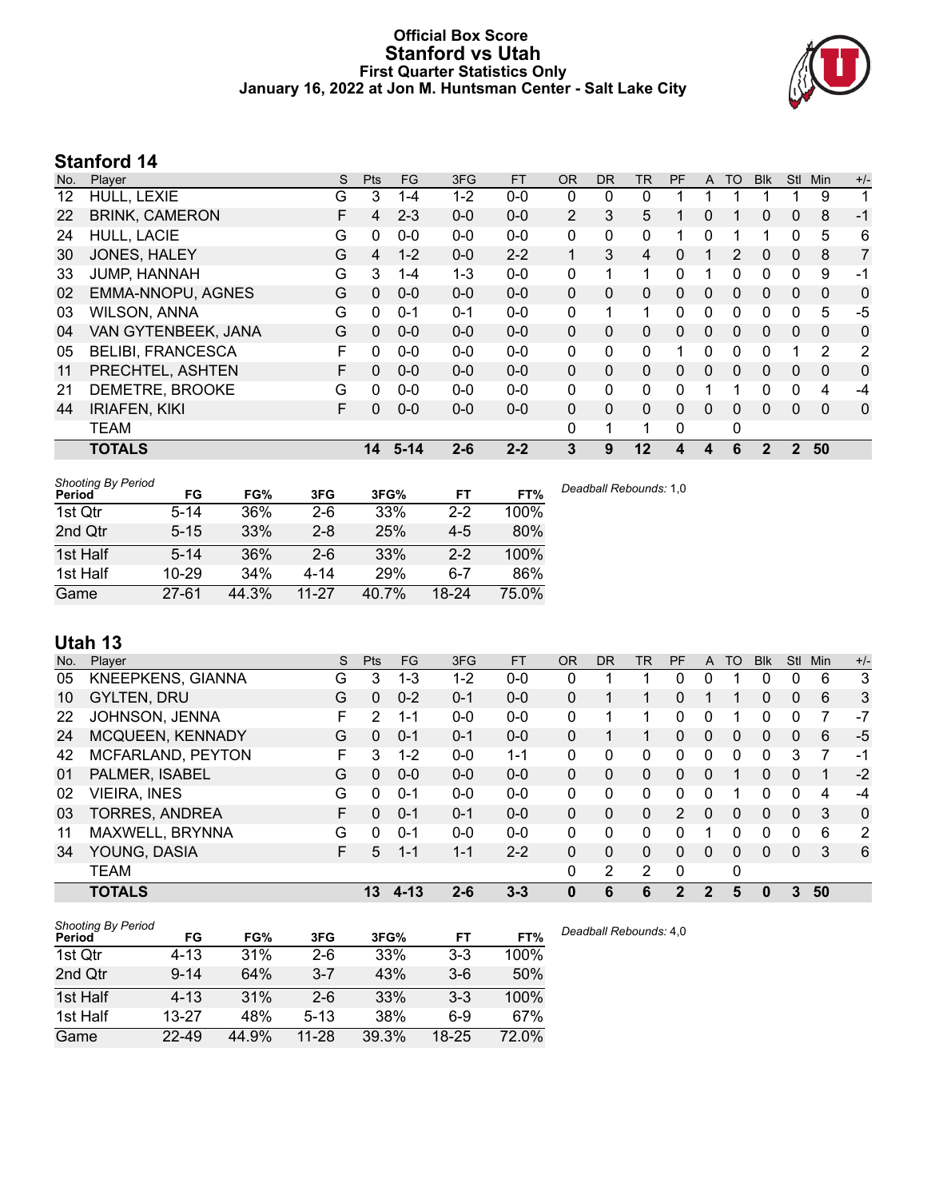# Official Box Score
# Stanford vs Utah
### First Quarter Statistics Only
### January 16, 2022 at Jon M. Huntsman Center - Salt Lake City

## Stanford 14

| No. | Player | S | Pts | FG | 3FG | FT | OR | DR | TR | PF | A | TO | Blk | Stl | Min | +/- |
|---|---|---|---|---|---|---|---|---|---|---|---|---|---|---|---|---|
| 12 | HULL, LEXIE | G | 3 | 1-4 | 1-2 | 0-0 | 0 | 0 | 0 | 1 | 1 | 1 | 1 | 1 | 9 | 1 |
| 22 | BRINK, CAMERON | F | 4 | 2-3 | 0-0 | 0-0 | 2 | 3 | 5 | 1 | 0 | 1 | 0 | 0 | 8 | -1 |
| 24 | HULL, LACIE | G | 0 | 0-0 | 0-0 | 0-0 | 0 | 0 | 0 | 1 | 0 | 1 | 1 | 0 | 5 | 6 |
| 30 | JONES, HALEY | G | 4 | 1-2 | 0-0 | 2-2 | 1 | 3 | 4 | 0 | 1 | 2 | 0 | 0 | 8 | 7 |
| 33 | JUMP, HANNAH | G | 3 | 1-4 | 1-3 | 0-0 | 0 | 1 | 1 | 0 | 1 | 0 | 0 | 0 | 9 | -1 |
| 02 | EMMA-NNOPU, AGNES | G | 0 | 0-0 | 0-0 | 0-0 | 0 | 0 | 0 | 0 | 0 | 0 | 0 | 0 | 0 | 0 |
| 03 | WILSON, ANNA | G | 0 | 0-1 | 0-1 | 0-0 | 0 | 1 | 1 | 0 | 0 | 0 | 0 | 0 | 5 | -5 |
| 04 | VAN GYTENBEEK, JANA | G | 0 | 0-0 | 0-0 | 0-0 | 0 | 0 | 0 | 0 | 0 | 0 | 0 | 0 | 0 | 0 |
| 05 | BELIBI, FRANCESCA | F | 0 | 0-0 | 0-0 | 0-0 | 0 | 0 | 0 | 1 | 0 | 0 | 0 | 1 | 2 | 2 |
| 11 | PRECHTEL, ASHTEN | F | 0 | 0-0 | 0-0 | 0-0 | 0 | 0 | 0 | 0 | 0 | 0 | 0 | 0 | 0 | 0 |
| 21 | DEMETRE, BROOKE | G | 0 | 0-0 | 0-0 | 0-0 | 0 | 0 | 0 | 0 | 1 | 1 | 0 | 0 | 4 | -4 |
| 44 | IRIAFEN, KIKI | F | 0 | 0-0 | 0-0 | 0-0 | 0 | 0 | 0 | 0 | 0 | 0 | 0 | 0 | 0 | 0 |
| | TEAM | | | | | | 0 | 1 | 1 | 0 | | 0 | | | | |
| | **TOTALS** | | **14** | **5-14** | **2-6** | **2-2** | **3** | **9** | **12** | **4** | **4** | **6** | **2** | **2** | **50** | |

*Shooting By Period*

| Period | FG | FG% | 3FG | 3FG% | FT | FT% |
|---|---|---|---|---|---|---|
| 1st Qtr | 5-14 | 36% | 2-6 | 33% | 2-2 | 100% |
| 2nd Qtr | 5-15 | 33% | 2-8 | 25% | 4-5 | 80% |
| 1st Half | 5-14 | 36% | 2-6 | 33% | 2-2 | 100% |
| 1st Half | 10-29 | 34% | 4-14 | 29% | 6-7 | 86% |
| Game | 27-61 | 44.3% | 11-27 | 40.7% | 18-24 | 75.0% |

*Deadball Rebounds:* 1,0

## Utah 13

| No. | Player | S | Pts | FG | 3FG | FT | OR | DR | TR | PF | A | TO | Blk | Stl | Min | +/- |
|---|---|---|---|---|---|---|---|---|---|---|---|---|---|---|---|---|
| 05 | KNEEPKENS, GIANNA | G | 3 | 1-3 | 1-2 | 0-0 | 0 | 1 | 1 | 0 | 0 | 1 | 0 | 0 | 6 | 3 |
| 10 | GYLTEN, DRU | G | 0 | 0-2 | 0-1 | 0-0 | 0 | 1 | 1 | 0 | 1 | 1 | 0 | 0 | 6 | 3 |
| 22 | JOHNSON, JENNA | F | 2 | 1-1 | 0-0 | 0-0 | 0 | 1 | 1 | 0 | 0 | 1 | 0 | 0 | 7 | -7 |
| 24 | MCQUEEN, KENNADY | G | 0 | 0-1 | 0-1 | 0-0 | 0 | 1 | 1 | 0 | 0 | 0 | 0 | 0 | 6 | -5 |
| 42 | MCFARLAND, PEYTON | F | 3 | 1-2 | 0-0 | 1-1 | 0 | 0 | 0 | 0 | 0 | 0 | 0 | 3 | 7 | -1 |
| 01 | PALMER, ISABEL | G | 0 | 0-0 | 0-0 | 0-0 | 0 | 0 | 0 | 0 | 0 | 1 | 0 | 0 | 1 | -2 |
| 02 | VIEIRA, INES | G | 0 | 0-1 | 0-0 | 0-0 | 0 | 0 | 0 | 0 | 0 | 1 | 0 | 0 | 4 | -4 |
| 03 | TORRES, ANDREA | F | 0 | 0-1 | 0-1 | 0-0 | 0 | 0 | 0 | 2 | 0 | 0 | 0 | 0 | 3 | 0 |
| 11 | MAXWELL, BRYNNA | G | 0 | 0-1 | 0-0 | 0-0 | 0 | 0 | 0 | 0 | 1 | 0 | 0 | 0 | 6 | 2 |
| 34 | YOUNG, DASIA | F | 5 | 1-1 | 1-1 | 2-2 | 0 | 0 | 0 | 0 | 0 | 0 | 0 | 0 | 3 | 6 |
| | TEAM | | | | | | 0 | 2 | 2 | 0 | | 0 | | | | |
| | **TOTALS** | | **13** | **4-13** | **2-6** | **3-3** | **0** | **6** | **6** | **2** | **2** | **5** | **0** | **3** | **50** | |

*Shooting By Period*

| Period | FG | FG% | 3FG | 3FG% | FT | FT% |
|---|---|---|---|---|---|---|
| 1st Qtr | 4-13 | 31% | 2-6 | 33% | 3-3 | 100% |
| 2nd Qtr | 9-14 | 64% | 3-7 | 43% | 3-6 | 50% |
| 1st Half | 4-13 | 31% | 2-6 | 33% | 3-3 | 100% |
| 1st Half | 13-27 | 48% | 5-13 | 38% | 6-9 | 67% |
| Game | 22-49 | 44.9% | 11-28 | 39.3% | 18-25 | 72.0% |

*Deadball Rebounds:* 4,0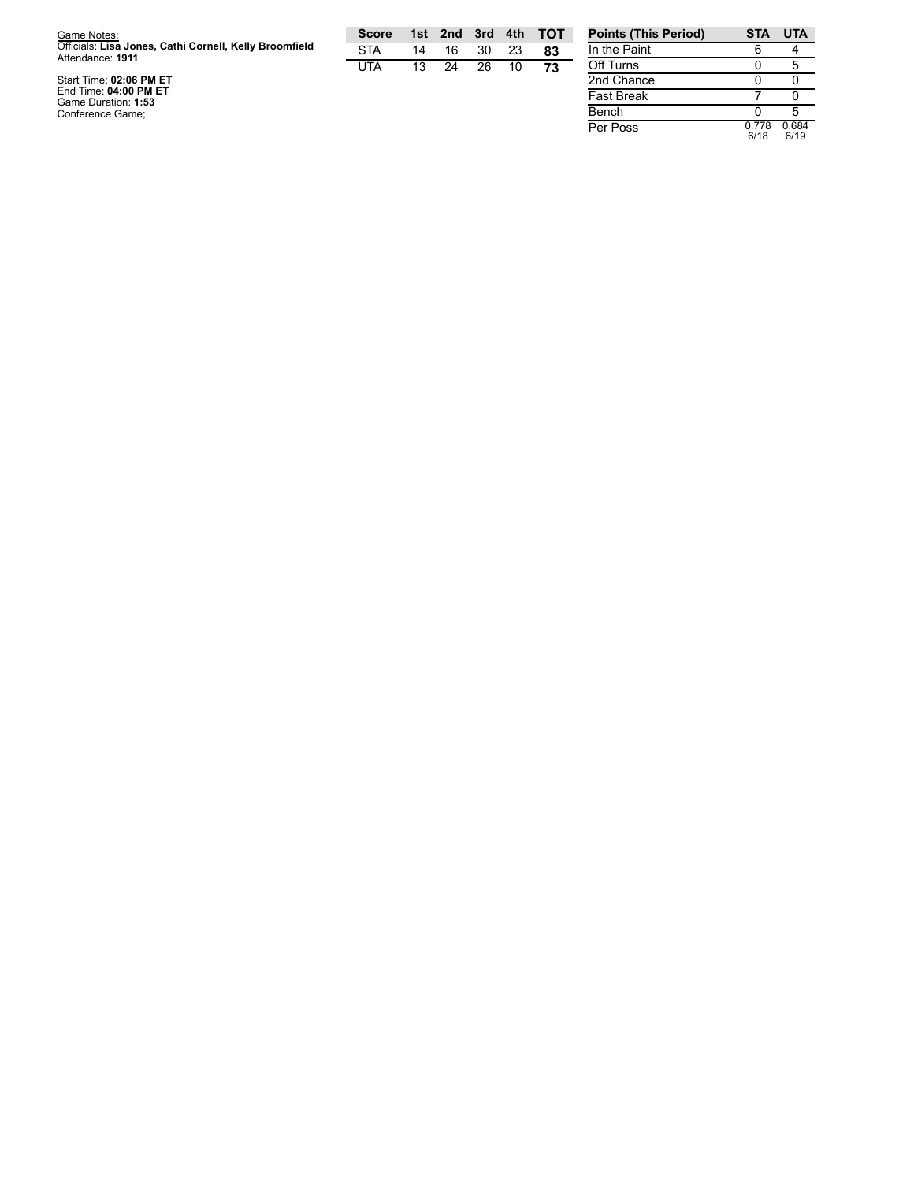Game Notes:
Officials: **Lisa Jones, Cathi Cornell, Kelly Broomfield**
Attendance: **1911**

Start Time: **02:06 PM ET**
End Time: **04:00 PM ET**
Game Duration: **1:53**
Conference Game;

| Score | 1st | 2nd | 3rd | 4th | TOT |
|---|---|---|---|---|---|
| STA | 14 | 16 | 30 | 23 | **83** |
| UTA | 13 | 24 | 26 | 10 | **73** |

| Points (This Period) | STA | UTA |
|---|---|---|
| In the Paint | 6 | 4 |
| Off Turns | 0 | 5 |
| 2nd Chance | 0 | 0 |
| Fast Break | 7 | 0 |
| Bench | 0 | 5 |
| Per Poss | 0.778 6/18 | 0.684 6/19 |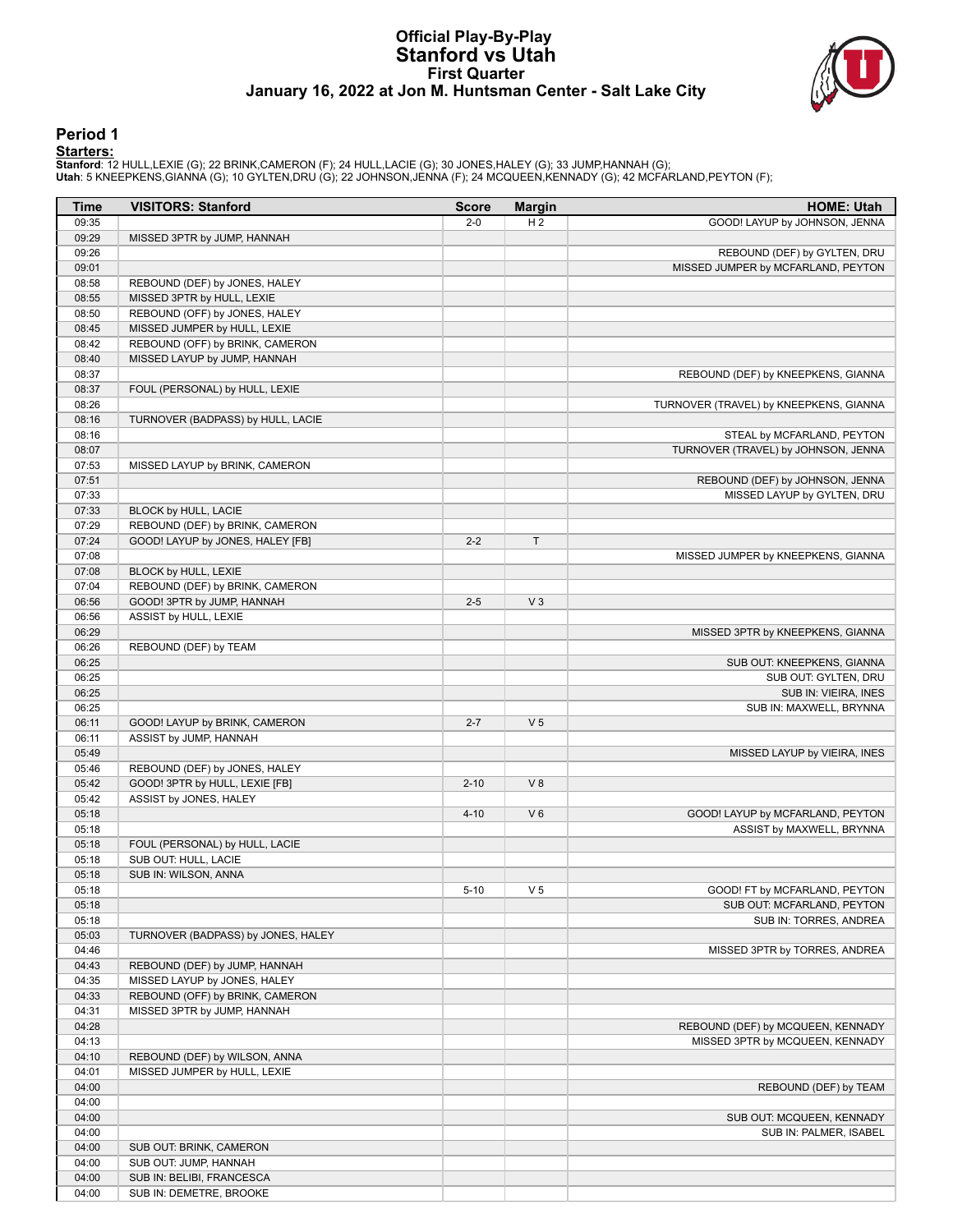# Official Play-By-Play
## Stanford vs Utah
### First Quarter
### January 16, 2022 at Jon M. Huntsman Center - Salt Lake City

## Period 1

**Starters:**

**Stanford**: 12 HULL,LEXIE (G); 22 BRINK,CAMERON (F); 24 HULL,LACIE (G); 30 JONES,HALEY (G); 33 JUMP,HANNAH (G);
**Utah**: 5 KNEEPKENS,GIANNA (G); 10 GYLTEN,DRU (G); 22 JOHNSON,JENNA (F); 24 MCQUEEN,KENNADY (G); 42 MCFARLAND,PEYTON (F);

| Time | VISITORS: Stanford | Score | Margin | HOME: Utah |
|---|---|---|---|---|
| 09:35 | | 2-0 | H 2 | GOOD! LAYUP by JOHNSON, JENNA |
| 09:29 | MISSED 3PTR by JUMP, HANNAH | | | |
| 09:26 | | | | REBOUND (DEF) by GYLTEN, DRU |
| 09:01 | | | | MISSED JUMPER by MCFARLAND, PEYTON |
| 08:58 | REBOUND (DEF) by JONES, HALEY | | | |
| 08:55 | MISSED 3PTR by HULL, LEXIE | | | |
| 08:50 | REBOUND (OFF) by JONES, HALEY | | | |
| 08:45 | MISSED JUMPER by HULL, LEXIE | | | |
| 08:42 | REBOUND (OFF) by BRINK, CAMERON | | | |
| 08:40 | MISSED LAYUP by JUMP, HANNAH | | | |
| 08:37 | | | | REBOUND (DEF) by KNEEPKENS, GIANNA |
| 08:37 | FOUL (PERSONAL) by HULL, LEXIE | | | |
| 08:26 | | | | TURNOVER (TRAVEL) by KNEEPKENS, GIANNA |
| 08:16 | TURNOVER (BADPASS) by HULL, LACIE | | | |
| 08:16 | | | | STEAL by MCFARLAND, PEYTON |
| 08:07 | | | | TURNOVER (TRAVEL) by JOHNSON, JENNA |
| 07:53 | MISSED LAYUP by BRINK, CAMERON | | | |
| 07:51 | | | | REBOUND (DEF) by JOHNSON, JENNA |
| 07:33 | | | | MISSED LAYUP by GYLTEN, DRU |
| 07:33 | BLOCK by HULL, LACIE | | | |
| 07:29 | REBOUND (DEF) by BRINK, CAMERON | | | |
| 07:24 | GOOD! LAYUP by JONES, HALEY [FB] | 2-2 | T | |
| 07:08 | | | | MISSED JUMPER by KNEEPKENS, GIANNA |
| 07:08 | BLOCK by HULL, LEXIE | | | |
| 07:04 | REBOUND (DEF) by BRINK, CAMERON | | | |
| 06:56 | GOOD! 3PTR by JUMP, HANNAH | 2-5 | V 3 | |
| 06:56 | ASSIST by HULL, LEXIE | | | |
| 06:29 | | | | MISSED 3PTR by KNEEPKENS, GIANNA |
| 06:26 | REBOUND (DEF) by TEAM | | | |
| 06:25 | | | | SUB OUT: KNEEPKENS, GIANNA |
| 06:25 | | | | SUB OUT: GYLTEN, DRU |
| 06:25 | | | | SUB IN: VIEIRA, INES |
| 06:25 | | | | SUB IN: MAXWELL, BRYNNA |
| 06:11 | GOOD! LAYUP by BRINK, CAMERON | 2-7 | V 5 | |
| 06:11 | ASSIST by JUMP, HANNAH | | | |
| 05:49 | | | | MISSED LAYUP by VIEIRA, INES |
| 05:46 | REBOUND (DEF) by JONES, HALEY | | | |
| 05:42 | GOOD! 3PTR by HULL, LEXIE [FB] | 2-10 | V 8 | |
| 05:42 | ASSIST by JONES, HALEY | | | |
| 05:18 | | 4-10 | V 6 | GOOD! LAYUP by MCFARLAND, PEYTON |
| 05:18 | | | | ASSIST by MAXWELL, BRYNNA |
| 05:18 | FOUL (PERSONAL) by HULL, LACIE | | | |
| 05:18 | SUB OUT: HULL, LACIE | | | |
| 05:18 | SUB IN: WILSON, ANNA | | | |
| 05:18 | | 5-10 | V 5 | GOOD! FT by MCFARLAND, PEYTON |
| 05:18 | | | | SUB OUT: MCFARLAND, PEYTON |
| 05:18 | | | | SUB IN: TORRES, ANDREA |
| 05:03 | TURNOVER (BADPASS) by JONES, HALEY | | | |
| 04:46 | | | | MISSED 3PTR by TORRES, ANDREA |
| 04:43 | REBOUND (DEF) by JUMP, HANNAH | | | |
| 04:35 | MISSED LAYUP by JONES, HALEY | | | |
| 04:33 | REBOUND (OFF) by BRINK, CAMERON | | | |
| 04:31 | MISSED 3PTR by JUMP, HANNAH | | | |
| 04:28 | | | | REBOUND (DEF) by MCQUEEN, KENNADY |
| 04:13 | | | | MISSED 3PTR by MCQUEEN, KENNADY |
| 04:10 | REBOUND (DEF) by WILSON, ANNA | | | |
| 04:01 | MISSED JUMPER by HULL, LEXIE | | | |
| 04:00 | | | | REBOUND (DEF) by TEAM |
| 04:00 | | | | |
| 04:00 | | | | SUB OUT: MCQUEEN, KENNADY |
| 04:00 | | | | SUB IN: PALMER, ISABEL |
| 04:00 | SUB OUT: BRINK, CAMERON | | | |
| 04:00 | SUB OUT: JUMP, HANNAH | | | |
| 04:00 | SUB IN: BELIBI, FRANCESCA | | | |
| 04:00 | SUB IN: DEMETRE, BROOKE | | | |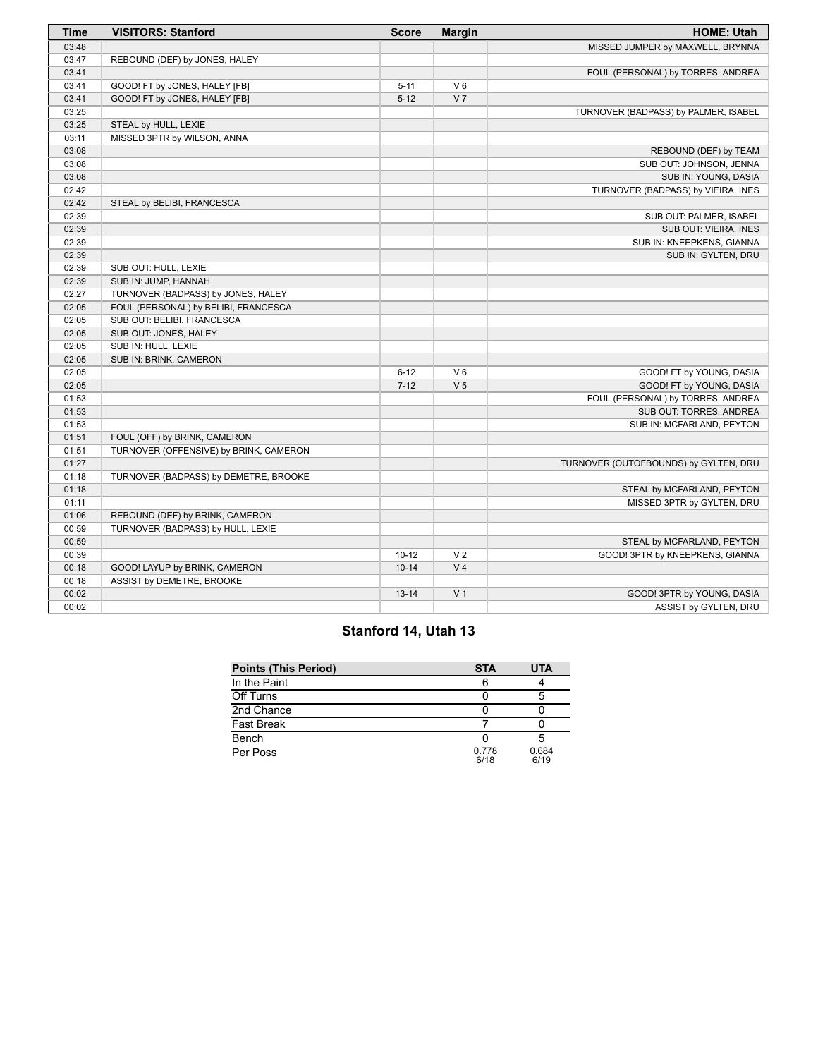| Time | VISITORS: Stanford | Score | Margin | HOME: Utah |
|---|---|---|---|---|
| 03:48 | | | | MISSED JUMPER by MAXWELL, BRYNNA |
| 03:47 | REBOUND (DEF) by JONES, HALEY | | | |
| 03:41 | | | | FOUL (PERSONAL) by TORRES, ANDREA |
| 03:41 | GOOD! FT by JONES, HALEY [FB] | 5-11 | V 6 | |
| 03:41 | GOOD! FT by JONES, HALEY [FB] | 5-12 | V 7 | |
| 03:25 | | | | TURNOVER (BADPASS) by PALMER, ISABEL |
| 03:25 | STEAL by HULL, LEXIE | | | |
| 03:11 | MISSED 3PTR by WILSON, ANNA | | | |
| 03:08 | | | | REBOUND (DEF) by TEAM |
| 03:08 | | | | SUB OUT: JOHNSON, JENNA |
| 03:08 | | | | SUB IN: YOUNG, DASIA |
| 02:42 | | | | TURNOVER (BADPASS) by VIEIRA, INES |
| 02:42 | STEAL by BELIBI, FRANCESCA | | | |
| 02:39 | | | | SUB OUT: PALMER, ISABEL |
| 02:39 | | | | SUB OUT: VIEIRA, INES |
| 02:39 | | | | SUB IN: KNEEPKENS, GIANNA |
| 02:39 | | | | SUB IN: GYLTEN, DRU |
| 02:39 | SUB OUT: HULL, LEXIE | | | |
| 02:39 | SUB IN: JUMP, HANNAH | | | |
| 02:27 | TURNOVER (BADPASS) by JONES, HALEY | | | |
| 02:05 | FOUL (PERSONAL) by BELIBI, FRANCESCA | | | |
| 02:05 | SUB OUT: BELIBI, FRANCESCA | | | |
| 02:05 | SUB OUT: JONES, HALEY | | | |
| 02:05 | SUB IN: HULL, LEXIE | | | |
| 02:05 | SUB IN: BRINK, CAMERON | | | |
| 02:05 | | 6-12 | V 6 | GOOD! FT by YOUNG, DASIA |
| 02:05 | | 7-12 | V 5 | GOOD! FT by YOUNG, DASIA |
| 01:53 | | | | FOUL (PERSONAL) by TORRES, ANDREA |
| 01:53 | | | | SUB OUT: TORRES, ANDREA |
| 01:53 | | | | SUB IN: MCFARLAND, PEYTON |
| 01:51 | FOUL (OFF) by BRINK, CAMERON | | | |
| 01:51 | TURNOVER (OFFENSIVE) by BRINK, CAMERON | | | |
| 01:27 | | | | TURNOVER (OUTOFBOUNDS) by GYLTEN, DRU |
| 01:18 | TURNOVER (BADPASS) by DEMETRE, BROOKE | | | |
| 01:18 | | | | STEAL by MCFARLAND, PEYTON |
| 01:11 | | | | MISSED 3PTR by GYLTEN, DRU |
| 01:06 | REBOUND (DEF) by BRINK, CAMERON | | | |
| 00:59 | TURNOVER (BADPASS) by HULL, LEXIE | | | |
| 00:59 | | | | STEAL by MCFARLAND, PEYTON |
| 00:39 | | 10-12 | V 2 | GOOD! 3PTR by KNEEPKENS, GIANNA |
| 00:18 | GOOD! LAYUP by BRINK, CAMERON | 10-14 | V 4 | |
| 00:18 | ASSIST by DEMETRE, BROOKE | | | |
| 00:02 | | 13-14 | V 1 | GOOD! 3PTR by YOUNG, DASIA |
| 00:02 | | | | ASSIST by GYLTEN, DRU |

## Stanford 14, Utah 13

| Points (This Period) | STA | UTA |
|---|---|---|
| In the Paint | 6 | 4 |
| Off Turns | 0 | 5 |
| 2nd Chance | 0 | 0 |
| Fast Break | 7 | 0 |
| Bench | 0 | 5 |
| Per Poss | 0.778 6/18 | 0.684 6/19 |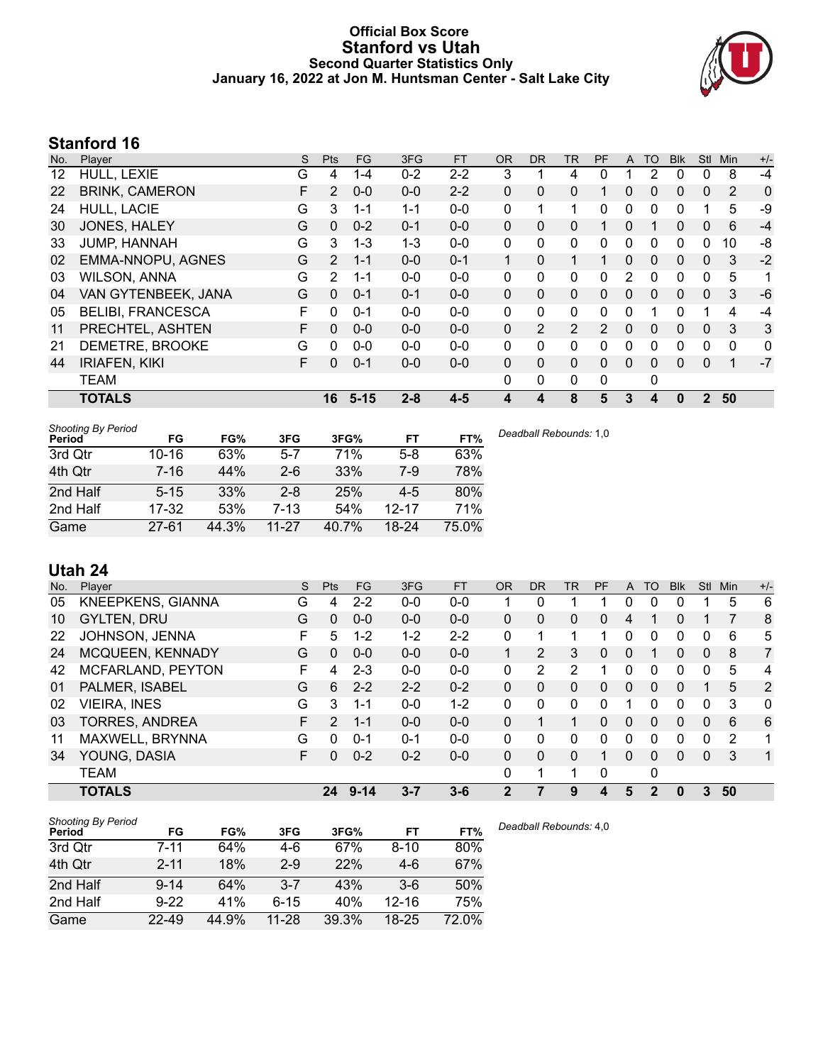# Official Box Score
## Stanford vs Utah
### Second Quarter Statistics Only
### January 16, 2022 at Jon M. Huntsman Center - Salt Lake City

## Stanford 16

| No. | Player | S | Pts | FG | 3FG | FT | OR | DR | TR | PF | A | TO | Blk | Stl | Min | +/- |
|---|---|---|---|---|---|---|---|---|---|---|---|---|---|---|---|---|
| 12 | HULL, LEXIE | G | 4 | 1-4 | 0-2 | 2-2 | 3 | 1 | 4 | 0 | 1 | 2 | 0 | 0 | 8 | -4 |
| 22 | BRINK, CAMERON | F | 2 | 0-0 | 0-0 | 2-2 | 0 | 0 | 0 | 1 | 0 | 0 | 0 | 0 | 2 | 0 |
| 24 | HULL, LACIE | G | 3 | 1-1 | 1-1 | 0-0 | 0 | 1 | 1 | 0 | 0 | 0 | 0 | 1 | 5 | -9 |
| 30 | JONES, HALEY | G | 0 | 0-2 | 0-1 | 0-0 | 0 | 0 | 0 | 1 | 0 | 1 | 0 | 0 | 6 | -4 |
| 33 | JUMP, HANNAH | G | 3 | 1-3 | 1-3 | 0-0 | 0 | 0 | 0 | 0 | 0 | 0 | 0 | 0 | 10 | -8 |
| 02 | EMMA-NNOPU, AGNES | G | 2 | 1-1 | 0-0 | 0-1 | 1 | 0 | 1 | 1 | 0 | 0 | 0 | 0 | 3 | -2 |
| 03 | WILSON, ANNA | G | 2 | 1-1 | 0-0 | 0-0 | 0 | 0 | 0 | 0 | 2 | 0 | 0 | 0 | 5 | 1 |
| 04 | VAN GYTENBEEK, JANA | G | 0 | 0-1 | 0-1 | 0-0 | 0 | 0 | 0 | 0 | 0 | 0 | 0 | 0 | 3 | -6 |
| 05 | BELIBI, FRANCESCA | F | 0 | 0-1 | 0-0 | 0-0 | 0 | 0 | 0 | 0 | 0 | 1 | 0 | 1 | 4 | -4 |
| 11 | PRECHTEL, ASHTEN | F | 0 | 0-0 | 0-0 | 0-0 | 0 | 2 | 2 | 2 | 0 | 0 | 0 | 0 | 3 | 3 |
| 21 | DEMETRE, BROOKE | G | 0 | 0-0 | 0-0 | 0-0 | 0 | 0 | 0 | 0 | 0 | 0 | 0 | 0 | 0 | 0 |
| 44 | IRIAFEN, KIKI | F | 0 | 0-1 | 0-0 | 0-0 | 0 | 0 | 0 | 0 | 0 | 0 | 0 | 0 | 1 | -7 |
| | TEAM | | | | | | 0 | 0 | 0 | 0 | | 0 | | | | |
| | **TOTALS** | | **16** | **5-15** | **2-8** | **4-5** | **4** | **4** | **8** | **5** | **3** | **4** | **0** | **2** | **50** | |

| *Shooting By Period* Period | FG | FG% | 3FG | 3FG% | FT | FT% |
|---|---|---|---|---|---|---|
| 3rd Qtr | 10-16 | 63% | 5-7 | 71% | 5-8 | 63% |
| 4th Qtr | 7-16 | 44% | 2-6 | 33% | 7-9 | 78% |
| 2nd Half | 5-15 | 33% | 2-8 | 25% | 4-5 | 80% |
| 2nd Half | 17-32 | 53% | 7-13 | 54% | 12-17 | 71% |
| Game | 27-61 | 44.3% | 11-27 | 40.7% | 18-24 | 75.0% |

*Deadball Rebounds:* 1,0

## Utah 24

| No. | Player | S | Pts | FG | 3FG | FT | OR | DR | TR | PF | A | TO | Blk | Stl | Min | +/- |
|---|---|---|---|---|---|---|---|---|---|---|---|---|---|---|---|---|
| 05 | KNEEPKENS, GIANNA | G | 4 | 2-2 | 0-0 | 0-0 | 1 | 0 | 1 | 1 | 0 | 0 | 0 | 1 | 5 | 6 |
| 10 | GYLTEN, DRU | G | 0 | 0-0 | 0-0 | 0-0 | 0 | 0 | 0 | 0 | 4 | 1 | 0 | 1 | 7 | 8 |
| 22 | JOHNSON, JENNA | F | 5 | 1-2 | 1-2 | 2-2 | 0 | 1 | 1 | 1 | 0 | 0 | 0 | 0 | 6 | 5 |
| 24 | MCQUEEN, KENNADY | G | 0 | 0-0 | 0-0 | 0-0 | 1 | 2 | 3 | 0 | 0 | 1 | 0 | 0 | 8 | 7 |
| 42 | MCFARLAND, PEYTON | F | 4 | 2-3 | 0-0 | 0-0 | 0 | 2 | 2 | 1 | 0 | 0 | 0 | 0 | 5 | 4 |
| 01 | PALMER, ISABEL | G | 6 | 2-2 | 2-2 | 0-2 | 0 | 0 | 0 | 0 | 0 | 0 | 0 | 1 | 5 | 2 |
| 02 | VIEIRA, INES | G | 3 | 1-1 | 0-0 | 1-2 | 0 | 0 | 0 | 0 | 1 | 0 | 0 | 0 | 3 | 0 |
| 03 | TORRES, ANDREA | F | 2 | 1-1 | 0-0 | 0-0 | 0 | 1 | 1 | 0 | 0 | 0 | 0 | 0 | 6 | 6 |
| 11 | MAXWELL, BRYNNA | G | 0 | 0-1 | 0-1 | 0-0 | 0 | 0 | 0 | 0 | 0 | 0 | 0 | 0 | 2 | 1 |
| 34 | YOUNG, DASIA | F | 0 | 0-2 | 0-2 | 0-0 | 0 | 0 | 0 | 1 | 0 | 0 | 0 | 0 | 3 | 1 |
| | TEAM | | | | | | 0 | 1 | 1 | 0 | | 0 | | | | |
| | **TOTALS** | | **24** | **9-14** | **3-7** | **3-6** | **2** | **7** | **9** | **4** | **5** | **2** | **0** | **3** | **50** | |

| *Shooting By Period* Period | FG | FG% | 3FG | 3FG% | FT | FT% |
|---|---|---|---|---|---|---|
| 3rd Qtr | 7-11 | 64% | 4-6 | 67% | 8-10 | 80% |
| 4th Qtr | 2-11 | 18% | 2-9 | 22% | 4-6 | 67% |
| 2nd Half | 9-14 | 64% | 3-7 | 43% | 3-6 | 50% |
| 2nd Half | 9-22 | 41% | 6-15 | 40% | 12-16 | 75% |
| Game | 22-49 | 44.9% | 11-28 | 39.3% | 18-25 | 72.0% |

*Deadball Rebounds:* 4,0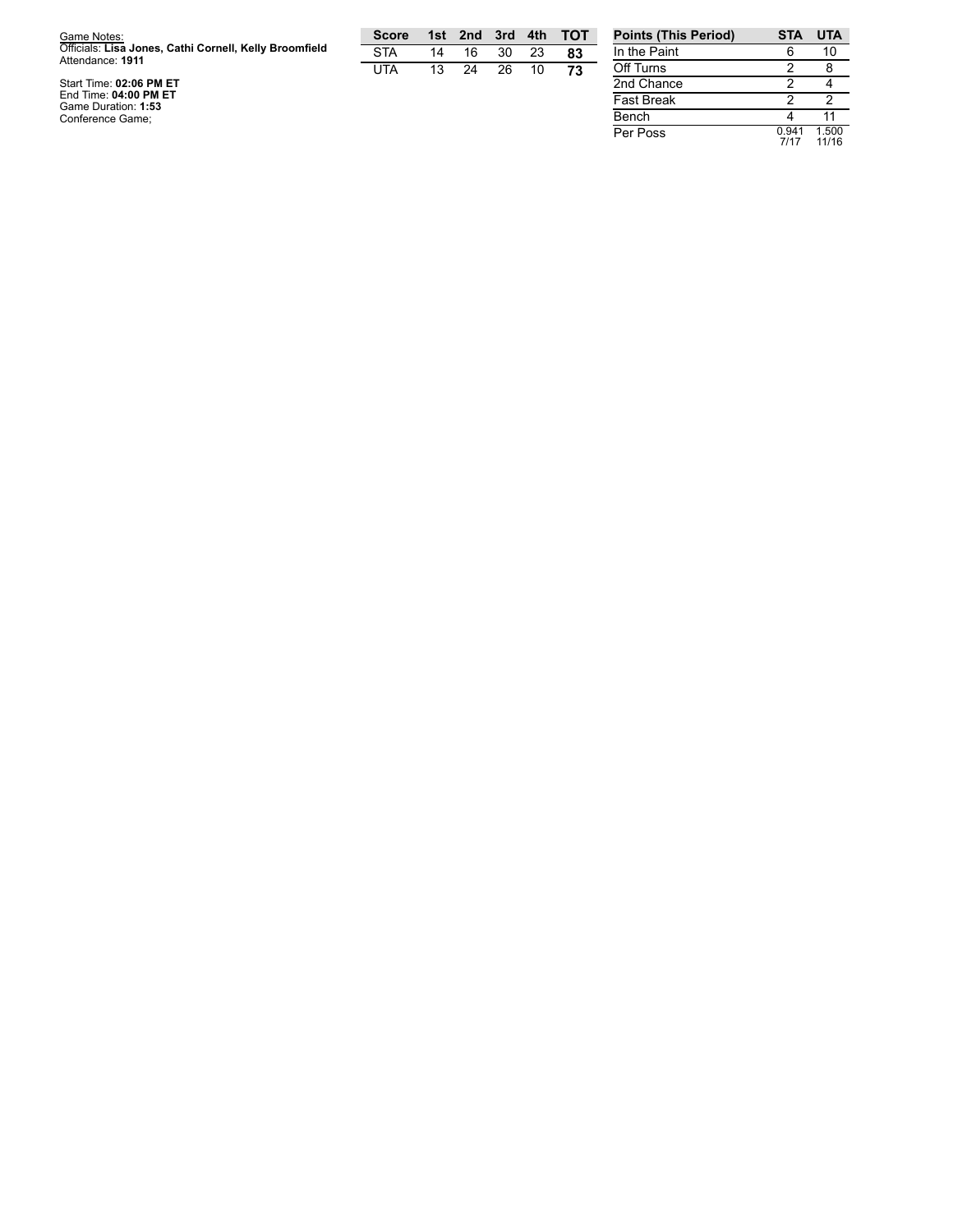Game Notes:
Officials: **Lisa Jones, Cathi Cornell, Kelly Broomfield**
Attendance: **1911**

Start Time: **02:06 PM ET**
End Time: **04:00 PM ET**
Game Duration: **1:53**
Conference Game;

| Score | 1st | 2nd | 3rd | 4th | TOT |
|---|---|---|---|---|---|
| STA | 14 | 16 | 30 | 23 | **83** |
| UTA | 13 | 24 | 26 | 10 | **73** |

| Points (This Period) | STA | UTA |
|---|---|---|
| In the Paint | 6 | 10 |
| Off Turns | 2 | 8 |
| 2nd Chance | 2 | 4 |
| Fast Break | 2 | 2 |
| Bench | 4 | 11 |
| Per Poss | 0.941 7/17 | 1.500 11/16 |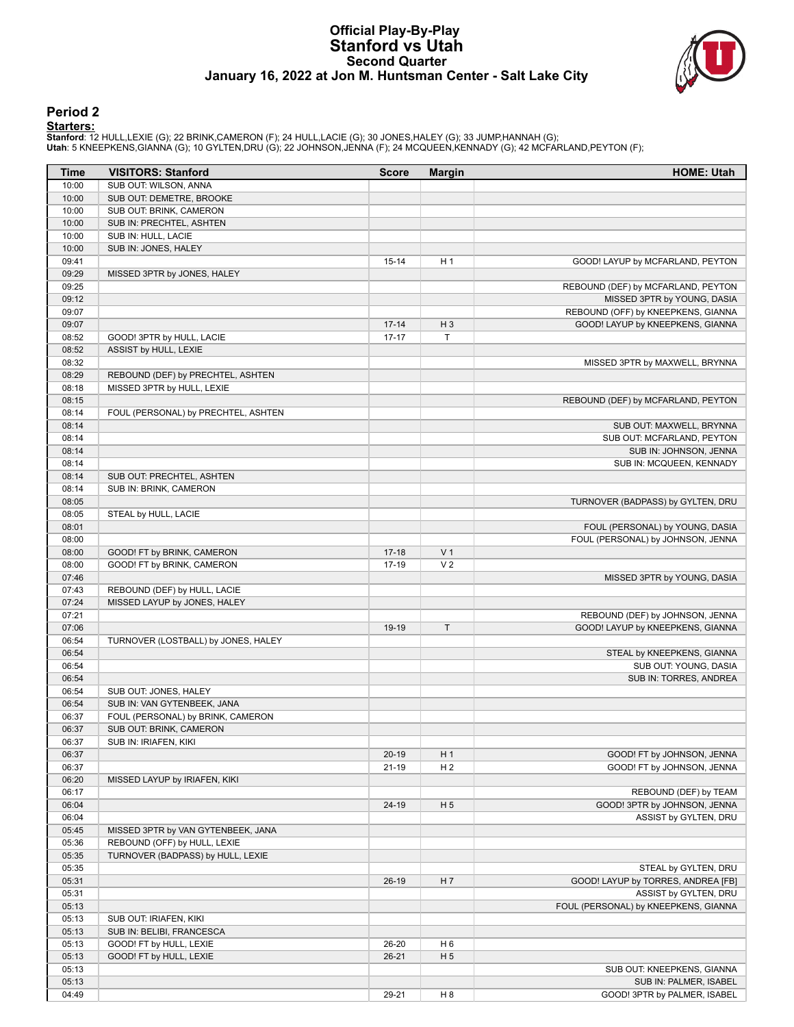# Official Play-By-Play
# Stanford vs Utah
## Second Quarter
## January 16, 2022 at Jon M. Huntsman Center - Salt Lake City

### Period 2

**Starters:**

**Stanford**: 12 HULL,LEXIE (G); 22 BRINK,CAMERON (F); 24 HULL,LACIE (G); 30 JONES,HALEY (G); 33 JUMP,HANNAH (G);
**Utah**: 5 KNEEPKENS,GIANNA (G); 10 GYLTEN,DRU (G); 22 JOHNSON,JENNA (F); 24 MCQUEEN,KENNADY (G); 42 MCFARLAND,PEYTON (F);

| Time | VISITORS: Stanford | Score | Margin | HOME: Utah |
|---|---|---|---|---|
| 10:00 | SUB OUT: WILSON, ANNA | | | |
| 10:00 | SUB OUT: DEMETRE, BROOKE | | | |
| 10:00 | SUB OUT: BRINK, CAMERON | | | |
| 10:00 | SUB IN: PRECHTEL, ASHTEN | | | |
| 10:00 | SUB IN: HULL, LACIE | | | |
| 10:00 | SUB IN: JONES, HALEY | | | |
| 09:41 | | 15-14 | H 1 | GOOD! LAYUP by MCFARLAND, PEYTON |
| 09:29 | MISSED 3PTR by JONES, HALEY | | | |
| 09:25 | | | | REBOUND (DEF) by MCFARLAND, PEYTON |
| 09:12 | | | | MISSED 3PTR by YOUNG, DASIA |
| 09:07 | | | | REBOUND (OFF) by KNEEPKENS, GIANNA |
| 09:07 | | 17-14 | H 3 | GOOD! LAYUP by KNEEPKENS, GIANNA |
| 08:52 | GOOD! 3PTR by HULL, LACIE | 17-17 | T | |
| 08:52 | ASSIST by HULL, LEXIE | | | |
| 08:32 | | | | MISSED 3PTR by MAXWELL, BRYNNA |
| 08:29 | REBOUND (DEF) by PRECHTEL, ASHTEN | | | |
| 08:18 | MISSED 3PTR by HULL, LEXIE | | | |
| 08:15 | | | | REBOUND (DEF) by MCFARLAND, PEYTON |
| 08:14 | FOUL (PERSONAL) by PRECHTEL, ASHTEN | | | |
| 08:14 | | | | SUB OUT: MAXWELL, BRYNNA |
| 08:14 | | | | SUB OUT: MCFARLAND, PEYTON |
| 08:14 | | | | SUB IN: JOHNSON, JENNA |
| 08:14 | | | | SUB IN: MCQUEEN, KENNADY |
| 08:14 | SUB OUT: PRECHTEL, ASHTEN | | | |
| 08:14 | SUB IN: BRINK, CAMERON | | | |
| 08:05 | | | | TURNOVER (BADPASS) by GYLTEN, DRU |
| 08:05 | STEAL by HULL, LACIE | | | |
| 08:01 | | | | FOUL (PERSONAL) by YOUNG, DASIA |
| 08:00 | | | | FOUL (PERSONAL) by JOHNSON, JENNA |
| 08:00 | GOOD! FT by BRINK, CAMERON | 17-18 | V 1 | |
| 08:00 | GOOD! FT by BRINK, CAMERON | 17-19 | V 2 | |
| 07:46 | | | | MISSED 3PTR by YOUNG, DASIA |
| 07:43 | REBOUND (DEF) by HULL, LACIE | | | |
| 07:24 | MISSED LAYUP by JONES, HALEY | | | |
| 07:21 | | | | REBOUND (DEF) by JOHNSON, JENNA |
| 07:06 | | 19-19 | T | GOOD! LAYUP by KNEEPKENS, GIANNA |
| 06:54 | TURNOVER (LOSTBALL) by JONES, HALEY | | | |
| 06:54 | | | | STEAL by KNEEPKENS, GIANNA |
| 06:54 | | | | SUB OUT: YOUNG, DASIA |
| 06:54 | | | | SUB IN: TORRES, ANDREA |
| 06:54 | SUB OUT: JONES, HALEY | | | |
| 06:54 | SUB IN: VAN GYTENBEEK, JANA | | | |
| 06:37 | FOUL (PERSONAL) by BRINK, CAMERON | | | |
| 06:37 | SUB OUT: BRINK, CAMERON | | | |
| 06:37 | SUB IN: IRIAFEN, KIKI | | | |
| 06:37 | | 20-19 | H 1 | GOOD! FT by JOHNSON, JENNA |
| 06:37 | | 21-19 | H 2 | GOOD! FT by JOHNSON, JENNA |
| 06:20 | MISSED LAYUP by IRIAFEN, KIKI | | | |
| 06:17 | | | | REBOUND (DEF) by TEAM |
| 06:04 | | 24-19 | H 5 | GOOD! 3PTR by JOHNSON, JENNA |
| 06:04 | | | | ASSIST by GYLTEN, DRU |
| 05:45 | MISSED 3PTR by VAN GYTENBEEK, JANA | | | |
| 05:36 | REBOUND (OFF) by HULL, LEXIE | | | |
| 05:35 | TURNOVER (BADPASS) by HULL, LEXIE | | | |
| 05:35 | | | | STEAL by GYLTEN, DRU |
| 05:31 | | 26-19 | H 7 | GOOD! LAYUP by TORRES, ANDREA [FB] |
| 05:31 | | | | ASSIST by GYLTEN, DRU |
| 05:13 | | | | FOUL (PERSONAL) by KNEEPKENS, GIANNA |
| 05:13 | SUB OUT: IRIAFEN, KIKI | | | |
| 05:13 | SUB IN: BELIBI, FRANCESCA | | | |
| 05:13 | GOOD! FT by HULL, LEXIE | 26-20 | H 6 | |
| 05:13 | GOOD! FT by HULL, LEXIE | 26-21 | H 5 | |
| 05:13 | | | | SUB OUT: KNEEPKENS, GIANNA |
| 05:13 | | | | SUB IN: PALMER, ISABEL |
| 04:49 | | 29-21 | H 8 | GOOD! 3PTR by PALMER, ISABEL |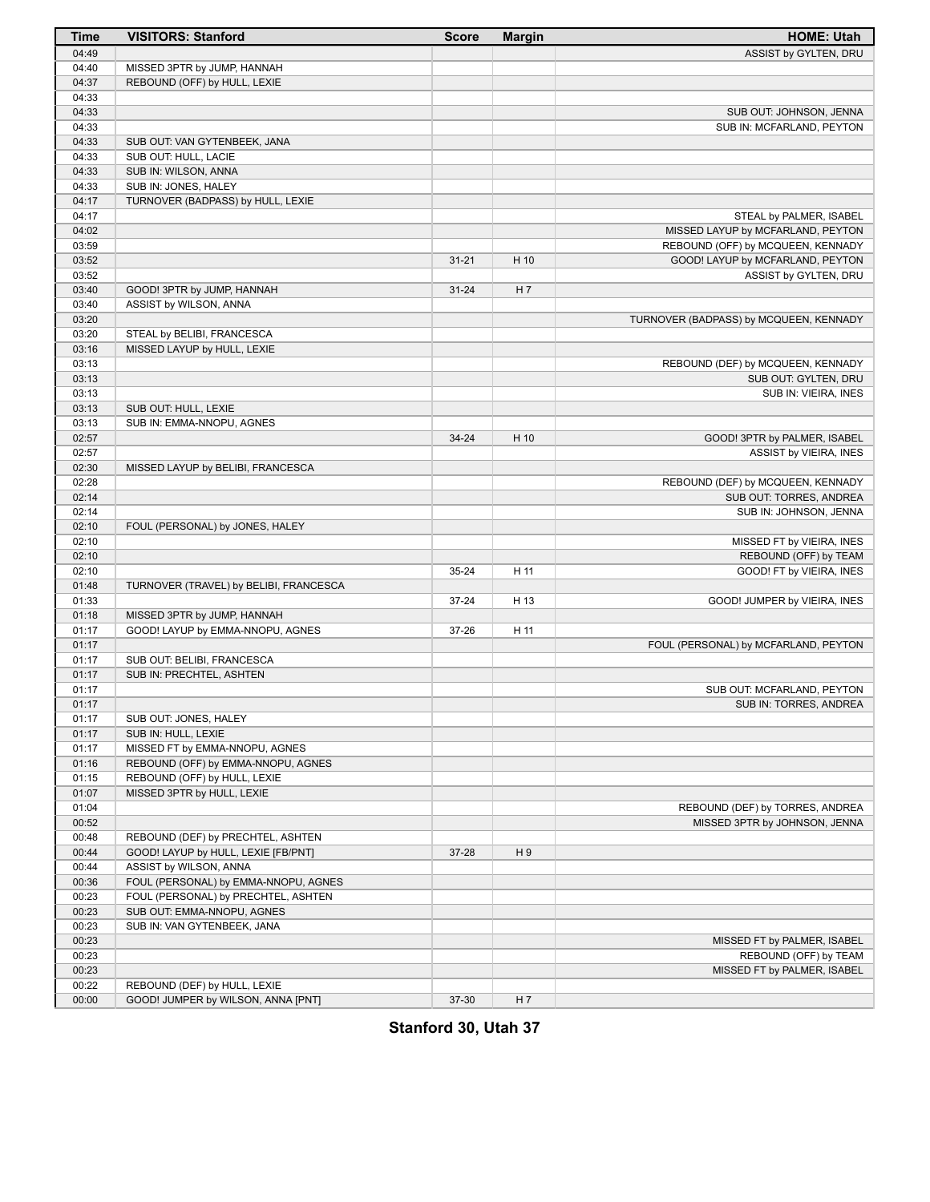| Time | VISITORS: Stanford | Score | Margin | HOME: Utah |
|---|---|---|---|---|
| 04:49 | | | | ASSIST by GYLTEN, DRU |
| 04:40 | MISSED 3PTR by JUMP, HANNAH | | | |
| 04:37 | REBOUND (OFF) by HULL, LEXIE | | | |
| 04:33 | | | | |
| 04:33 | | | | SUB OUT: JOHNSON, JENNA |
| 04:33 | | | | SUB IN: MCFARLAND, PEYTON |
| 04:33 | SUB OUT: VAN GYTENBEEK, JANA | | | |
| 04:33 | SUB OUT: HULL, LACIE | | | |
| 04:33 | SUB IN: WILSON, ANNA | | | |
| 04:33 | SUB IN: JONES, HALEY | | | |
| 04:17 | TURNOVER (BADPASS) by HULL, LEXIE | | | |
| 04:17 | | | | STEAL by PALMER, ISABEL |
| 04:02 | | | | MISSED LAYUP by MCFARLAND, PEYTON |
| 03:59 | | | | REBOUND (OFF) by MCQUEEN, KENNADY |
| 03:52 | | 31-21 | H 10 | GOOD! LAYUP by MCFARLAND, PEYTON |
| 03:52 | | | | ASSIST by GYLTEN, DRU |
| 03:40 | GOOD! 3PTR by JUMP, HANNAH | 31-24 | H 7 | |
| 03:40 | ASSIST by WILSON, ANNA | | | |
| 03:20 | | | | TURNOVER (BADPASS) by MCQUEEN, KENNADY |
| 03:20 | STEAL by BELIBI, FRANCESCA | | | |
| 03:16 | MISSED LAYUP by HULL, LEXIE | | | |
| 03:13 | | | | REBOUND (DEF) by MCQUEEN, KENNADY |
| 03:13 | | | | SUB OUT: GYLTEN, DRU |
| 03:13 | | | | SUB IN: VIEIRA, INES |
| 03:13 | SUB OUT: HULL, LEXIE | | | |
| 03:13 | SUB IN: EMMA-NNOPU, AGNES | | | |
| 02:57 | | 34-24 | H 10 | GOOD! 3PTR by PALMER, ISABEL |
| 02:57 | | | | ASSIST by VIEIRA, INES |
| 02:30 | MISSED LAYUP by BELIBI, FRANCESCA | | | |
| 02:28 | | | | REBOUND (DEF) by MCQUEEN, KENNADY |
| 02:14 | | | | SUB OUT: TORRES, ANDREA |
| 02:14 | | | | SUB IN: JOHNSON, JENNA |
| 02:10 | FOUL (PERSONAL) by JONES, HALEY | | | |
| 02:10 | | | | MISSED FT by VIEIRA, INES |
| 02:10 | | | | REBOUND (OFF) by TEAM |
| 02:10 | | 35-24 | H 11 | GOOD! FT by VIEIRA, INES |
| 01:48 | TURNOVER (TRAVEL) by BELIBI, FRANCESCA | | | |
| 01:33 | | 37-24 | H 13 | GOOD! JUMPER by VIEIRA, INES |
| 01:18 | MISSED 3PTR by JUMP, HANNAH | | | |
| 01:17 | GOOD! LAYUP by EMMA-NNOPU, AGNES | 37-26 | H 11 | |
| 01:17 | | | | FOUL (PERSONAL) by MCFARLAND, PEYTON |
| 01:17 | SUB OUT: BELIBI, FRANCESCA | | | |
| 01:17 | SUB IN: PRECHTEL, ASHTEN | | | |
| 01:17 | | | | SUB OUT: MCFARLAND, PEYTON |
| 01:17 | | | | SUB IN: TORRES, ANDREA |
| 01:17 | SUB OUT: JONES, HALEY | | | |
| 01:17 | SUB IN: HULL, LEXIE | | | |
| 01:17 | MISSED FT by EMMA-NNOPU, AGNES | | | |
| 01:16 | REBOUND (OFF) by EMMA-NNOPU, AGNES | | | |
| 01:15 | REBOUND (OFF) by HULL, LEXIE | | | |
| 01:07 | MISSED 3PTR by HULL, LEXIE | | | |
| 01:04 | | | | REBOUND (DEF) by TORRES, ANDREA |
| 00:52 | | | | MISSED 3PTR by JOHNSON, JENNA |
| 00:48 | REBOUND (DEF) by PRECHTEL, ASHTEN | | | |
| 00:44 | GOOD! LAYUP by HULL, LEXIE [FB/PNT] | 37-28 | H 9 | |
| 00:44 | ASSIST by WILSON, ANNA | | | |
| 00:36 | FOUL (PERSONAL) by EMMA-NNOPU, AGNES | | | |
| 00:23 | FOUL (PERSONAL) by PRECHTEL, ASHTEN | | | |
| 00:23 | SUB OUT: EMMA-NNOPU, AGNES | | | |
| 00:23 | SUB IN: VAN GYTENBEEK, JANA | | | |
| 00:23 | | | | MISSED FT by PALMER, ISABEL |
| 00:23 | | | | REBOUND (OFF) by TEAM |
| 00:23 | | | | MISSED FT by PALMER, ISABEL |
| 00:22 | REBOUND (DEF) by HULL, LEXIE | | | |
| 00:00 | GOOD! JUMPER by WILSON, ANNA [PNT] | 37-30 | H 7 | |

**Stanford 30, Utah 37**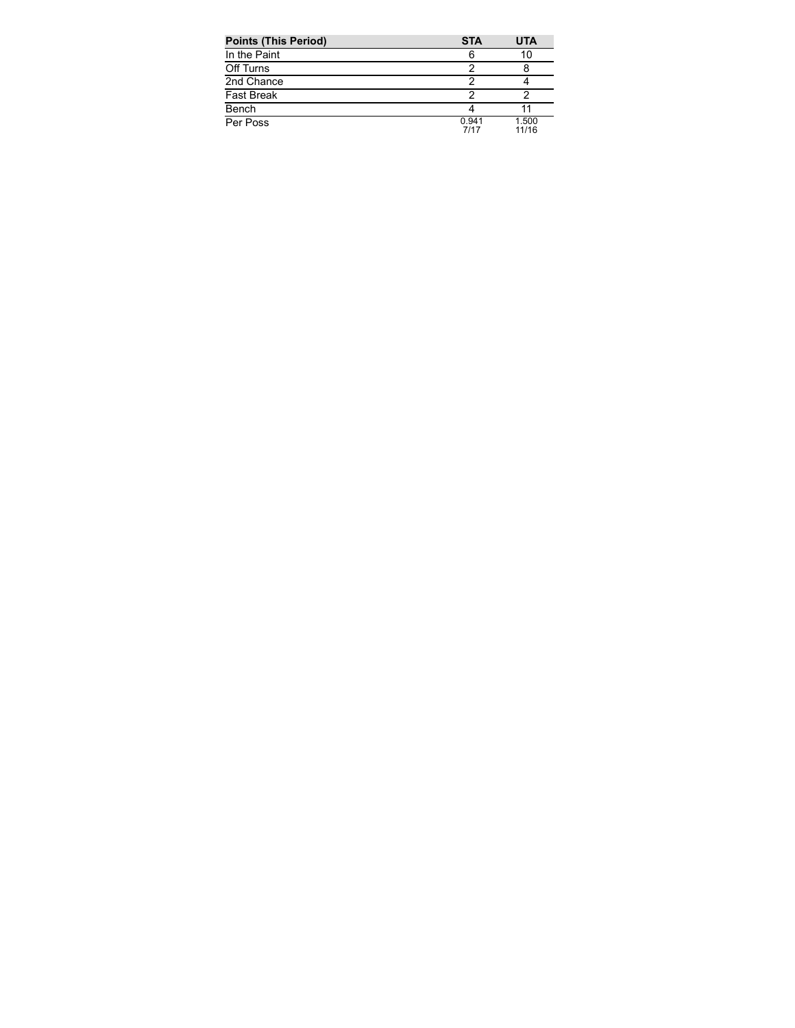| Points (This Period) | STA | UTA |
| --- | --- | --- |
| In the Paint | 6 | 10 |
| Off Turns | 2 | 8 |
| 2nd Chance | 2 | 4 |
| Fast Break | 2 | 2 |
| Bench | 4 | 11 |
| Per Poss | 0.941 7/17 | 1.500 11/16 |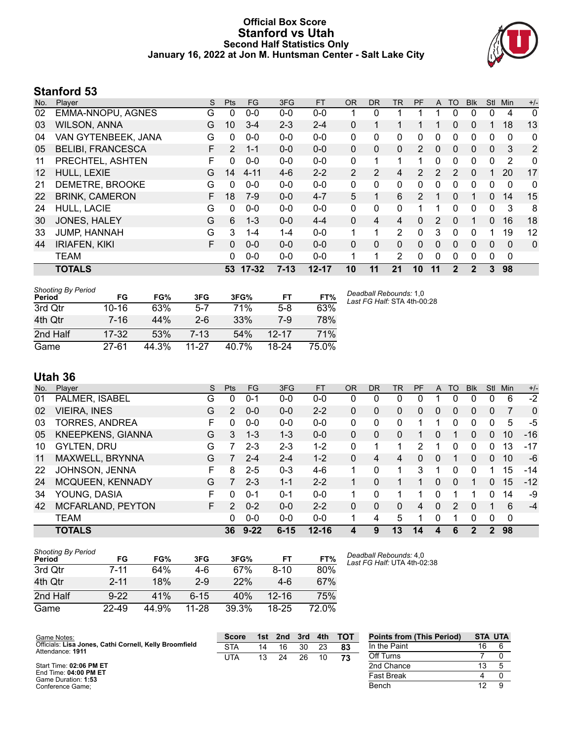# Official Box Score
## Stanford vs Utah
### Second Half Statistics Only
### January 16, 2022 at Jon M. Huntsman Center - Salt Lake City

## Stanford 53

| No. | Player | S | Pts | FG | 3FG | FT | OR | DR | TR | PF | A | TO | Blk | Stl | Min | +/- |
|---|---|---|---|---|---|---|---|---|---|---|---|---|---|---|---|---|
| 02 | EMMA-NNOPU, AGNES | G | 0 | 0-0 | 0-0 | 0-0 | 1 | 0 | 1 | 1 | 1 | 0 | 0 | 0 | 4 | 0 |
| 03 | WILSON, ANNA | G | 10 | 3-4 | 2-3 | 2-4 | 0 | 1 | 1 | 1 | 1 | 0 | 0 | 1 | 18 | 13 |
| 04 | VAN GYTENBEEK, JANA | G | 0 | 0-0 | 0-0 | 0-0 | 0 | 0 | 0 | 0 | 0 | 0 | 0 | 0 | 0 | 0 |
| 05 | BELIBI, FRANCESCA | F | 2 | 1-1 | 0-0 | 0-0 | 0 | 0 | 0 | 2 | 0 | 0 | 0 | 0 | 3 | 2 |
| 11 | PRECHTEL, ASHTEN | F | 0 | 0-0 | 0-0 | 0-0 | 0 | 1 | 1 | 1 | 0 | 0 | 0 | 0 | 2 | 0 |
| 12 | HULL, LEXIE | G | 14 | 4-11 | 4-6 | 2-2 | 2 | 2 | 4 | 2 | 2 | 2 | 0 | 1 | 20 | 17 |
| 21 | DEMETRE, BROOKE | G | 0 | 0-0 | 0-0 | 0-0 | 0 | 0 | 0 | 0 | 0 | 0 | 0 | 0 | 0 | 0 |
| 22 | BRINK, CAMERON | F | 18 | 7-9 | 0-0 | 4-7 | 5 | 1 | 6 | 2 | 1 | 0 | 1 | 0 | 14 | 15 |
| 24 | HULL, LACIE | G | 0 | 0-0 | 0-0 | 0-0 | 0 | 0 | 0 | 1 | 1 | 0 | 0 | 0 | 3 | 8 |
| 30 | JONES, HALEY | G | 6 | 1-3 | 0-0 | 4-4 | 0 | 4 | 4 | 0 | 2 | 0 | 1 | 0 | 16 | 18 |
| 33 | JUMP, HANNAH | G | 3 | 1-4 | 1-4 | 0-0 | 1 | 1 | 2 | 0 | 3 | 0 | 0 | 1 | 19 | 12 |
| 44 | IRIAFEN, KIKI | F | 0 | 0-0 | 0-0 | 0-0 | 0 | 0 | 0 | 0 | 0 | 0 | 0 | 0 | 0 | 0 |
| | TEAM | | 0 | 0-0 | 0-0 | 0-0 | 1 | 1 | 2 | 0 | 0 | 0 | 0 | 0 | 0 | |
| | **TOTALS** | | **53** | **17-32** | **7-13** | **12-17** | **10** | **11** | **21** | **10** | **11** | **2** | **2** | **3** | **98** | |

| Shooting By Period Period | FG | FG% | 3FG | 3FG% | FT | FT% |
|---|---|---|---|---|---|---|
| 3rd Qtr | 10-16 | 63% | 5-7 | 71% | 5-8 | 63% |
| 4th Qtr | 7-16 | 44% | 2-6 | 33% | 7-9 | 78% |
| 2nd Half | 17-32 | 53% | 7-13 | 54% | 12-17 | 71% |
| Game | 27-61 | 44.3% | 11-27 | 40.7% | 18-24 | 75.0% |

*Deadball Rebounds:* 1,0
*Last FG Half:* STA 4th-00:28

## Utah 36

| No. | Player | S | Pts | FG | 3FG | FT | OR | DR | TR | PF | A | TO | Blk | Stl | Min | +/- |
|---|---|---|---|---|---|---|---|---|---|---|---|---|---|---|---|---|
| 01 | PALMER, ISABEL | G | 0 | 0-1 | 0-0 | 0-0 | 0 | 0 | 0 | 0 | 1 | 0 | 0 | 0 | 6 | -2 |
| 02 | VIEIRA, INES | G | 2 | 0-0 | 0-0 | 2-2 | 0 | 0 | 0 | 0 | 0 | 0 | 0 | 0 | 7 | 0 |
| 03 | TORRES, ANDREA | F | 0 | 0-0 | 0-0 | 0-0 | 0 | 0 | 0 | 1 | 1 | 0 | 0 | 0 | 5 | -5 |
| 05 | KNEEPKENS, GIANNA | G | 3 | 1-3 | 1-3 | 0-0 | 0 | 0 | 0 | 1 | 0 | 1 | 0 | 0 | 10 | -16 |
| 10 | GYLTEN, DRU | G | 7 | 2-3 | 2-3 | 1-2 | 0 | 1 | 1 | 2 | 1 | 0 | 0 | 0 | 13 | -17 |
| 11 | MAXWELL, BRYNNA | G | 7 | 2-4 | 2-4 | 1-2 | 0 | 4 | 4 | 0 | 0 | 1 | 0 | 0 | 10 | -6 |
| 22 | JOHNSON, JENNA | F | 8 | 2-5 | 0-3 | 4-6 | 1 | 0 | 1 | 3 | 1 | 0 | 0 | 1 | 15 | -14 |
| 24 | MCQUEEN, KENNADY | G | 7 | 2-3 | 1-1 | 2-2 | 1 | 0 | 1 | 1 | 0 | 0 | 1 | 0 | 15 | -12 |
| 34 | YOUNG, DASIA | F | 0 | 0-1 | 0-1 | 0-0 | 1 | 0 | 1 | 1 | 0 | 1 | 1 | 0 | 14 | -9 |
| 42 | MCFARLAND, PEYTON | F | 2 | 0-2 | 0-0 | 2-2 | 0 | 0 | 0 | 4 | 0 | 2 | 0 | 1 | 6 | -4 |
| | TEAM | | 0 | 0-0 | 0-0 | 0-0 | 1 | 4 | 5 | 1 | 0 | 1 | 0 | 0 | 0 | |
| | **TOTALS** | | **36** | **9-22** | **6-15** | **12-16** | **4** | **9** | **13** | **14** | **4** | **6** | **2** | **2** | **98** | |

| Shooting By Period Period | FG | FG% | 3FG | 3FG% | FT | FT% |
|---|---|---|---|---|---|---|
| 3rd Qtr | 7-11 | 64% | 4-6 | 67% | 8-10 | 80% |
| 4th Qtr | 2-11 | 18% | 2-9 | 22% | 4-6 | 67% |
| 2nd Half | 9-22 | 41% | 6-15 | 40% | 12-16 | 75% |
| Game | 22-49 | 44.9% | 11-28 | 39.3% | 18-25 | 72.0% |

*Deadball Rebounds:* 4,0
*Last FG Half:* UTA 4th-02:38

Game Notes:
Officials: **Lisa Jones, Cathi Cornell, Kelly Broomfield**
Attendance: **1911**

Start Time: **02:06 PM ET**
End Time: **04:00 PM ET**
Game Duration: **1:53**
Conference Game;

| Score | 1st | 2nd | 3rd | 4th | TOT |
|---|---|---|---|---|---|
| STA | 14 | 16 | 30 | 23 | **83** |
| UTA | 13 | 24 | 26 | 10 | **73** |

| Points from (This Period) | STA | UTA |
|---|---|---|
| In the Paint | 16 | 6 |
| Off Turns | 7 | 0 |
| 2nd Chance | 13 | 5 |
| Fast Break | 4 | 0 |
| Bench | 12 | 9 |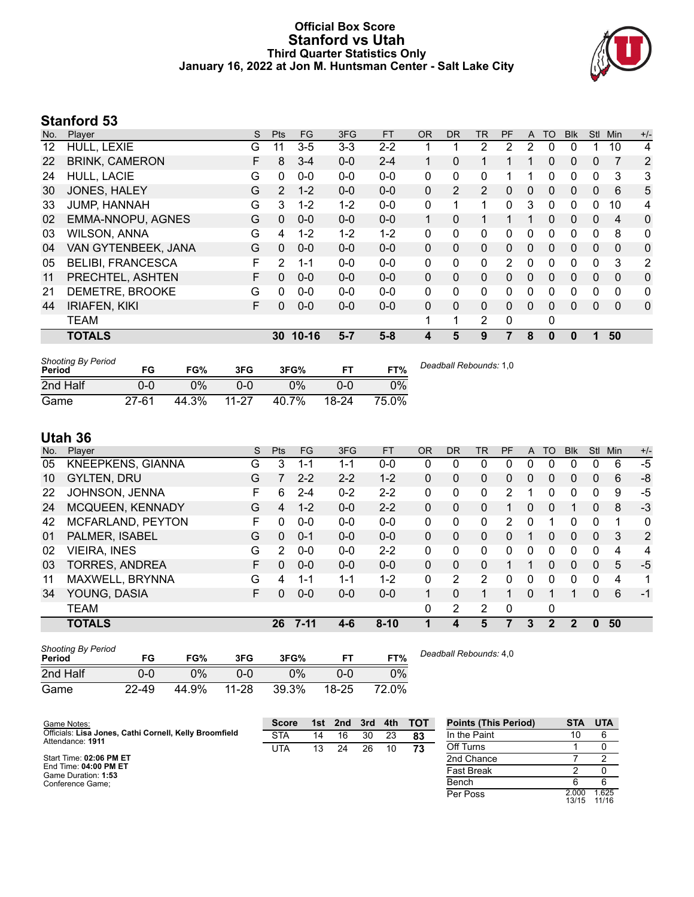# Official Box Score
## Stanford vs Utah
### Third Quarter Statistics Only
### January 16, 2022 at Jon M. Huntsman Center - Salt Lake City

## Stanford 53

| No. | Player | S | Pts | FG | 3FG | FT | OR | DR | TR | PF | A | TO | Blk | Stl | Min | +/- |
|---|---|---|---|---|---|---|---|---|---|---|---|---|---|---|---|---|
| 12 | HULL, LEXIE | G | 11 | 3-5 | 3-3 | 2-2 | 1 | 1 | 2 | 2 | 2 | 0 | 0 | 1 | 10 | 4 |
| 22 | BRINK, CAMERON | F | 8 | 3-4 | 0-0 | 2-4 | 1 | 0 | 1 | 1 | 1 | 0 | 0 | 0 | 7 | 2 |
| 24 | HULL, LACIE | G | 0 | 0-0 | 0-0 | 0-0 | 0 | 0 | 0 | 1 | 1 | 0 | 0 | 0 | 3 | 3 |
| 30 | JONES, HALEY | G | 2 | 1-2 | 0-0 | 0-0 | 0 | 2 | 2 | 0 | 0 | 0 | 0 | 0 | 6 | 5 |
| 33 | JUMP, HANNAH | G | 3 | 1-2 | 1-2 | 0-0 | 0 | 1 | 1 | 0 | 3 | 0 | 0 | 0 | 10 | 4 |
| 02 | EMMA-NNOPU, AGNES | G | 0 | 0-0 | 0-0 | 0-0 | 1 | 0 | 1 | 1 | 1 | 0 | 0 | 0 | 4 | 0 |
| 03 | WILSON, ANNA | G | 4 | 1-2 | 1-2 | 1-2 | 0 | 0 | 0 | 0 | 0 | 0 | 0 | 0 | 8 | 0 |
| 04 | VAN GYTENBEEK, JANA | G | 0 | 0-0 | 0-0 | 0-0 | 0 | 0 | 0 | 0 | 0 | 0 | 0 | 0 | 0 | 0 |
| 05 | BELIBI, FRANCESCA | F | 2 | 1-1 | 0-0 | 0-0 | 0 | 0 | 0 | 2 | 0 | 0 | 0 | 0 | 3 | 2 |
| 11 | PRECHTEL, ASHTEN | F | 0 | 0-0 | 0-0 | 0-0 | 0 | 0 | 0 | 0 | 0 | 0 | 0 | 0 | 0 | 0 |
| 21 | DEMETRE, BROOKE | G | 0 | 0-0 | 0-0 | 0-0 | 0 | 0 | 0 | 0 | 0 | 0 | 0 | 0 | 0 | 0 |
| 44 | IRIAFEN, KIKI | F | 0 | 0-0 | 0-0 | 0-0 | 0 | 0 | 0 | 0 | 0 | 0 | 0 | 0 | 0 | 0 |
| | TEAM | | | | | | 1 | 1 | 2 | 0 | | 0 | | | | |
| | **TOTALS** | | **30** | **10-16** | **5-7** | **5-8** | **4** | **5** | **9** | **7** | **8** | **0** | **0** | **1** | **50** | |

| Shooting By Period Period | FG | FG% | 3FG | 3FG% | FT | FT% |
|---|---|---|---|---|---|---|
| 2nd Half | 0-0 | 0% | 0-0 | 0% | 0-0 | 0% |
| Game | 27-61 | 44.3% | 11-27 | 40.7% | 18-24 | 75.0% |

*Deadball Rebounds:* 1,0

## Utah 36

| No. | Player | S | Pts | FG | 3FG | FT | OR | DR | TR | PF | A | TO | Blk | Stl | Min | +/- |
|---|---|---|---|---|---|---|---|---|---|---|---|---|---|---|---|---|
| 05 | KNEEPKENS, GIANNA | G | 3 | 1-1 | 1-1 | 0-0 | 0 | 0 | 0 | 0 | 0 | 0 | 0 | 0 | 6 | -5 |
| 10 | GYLTEN, DRU | G | 7 | 2-2 | 2-2 | 1-2 | 0 | 0 | 0 | 0 | 0 | 0 | 0 | 0 | 6 | -8 |
| 22 | JOHNSON, JENNA | F | 6 | 2-4 | 0-2 | 2-2 | 0 | 0 | 0 | 2 | 1 | 0 | 0 | 0 | 9 | -5 |
| 24 | MCQUEEN, KENNADY | G | 4 | 1-2 | 0-0 | 2-2 | 0 | 0 | 0 | 1 | 0 | 0 | 1 | 0 | 8 | -3 |
| 42 | MCFARLAND, PEYTON | F | 0 | 0-0 | 0-0 | 0-0 | 0 | 0 | 0 | 2 | 0 | 1 | 0 | 0 | 1 | 0 |
| 01 | PALMER, ISABEL | G | 0 | 0-1 | 0-0 | 0-0 | 0 | 0 | 0 | 0 | 1 | 0 | 0 | 0 | 3 | 2 |
| 02 | VIEIRA, INES | G | 2 | 0-0 | 0-0 | 2-2 | 0 | 0 | 0 | 0 | 0 | 0 | 0 | 0 | 4 | 4 |
| 03 | TORRES, ANDREA | F | 0 | 0-0 | 0-0 | 0-0 | 0 | 0 | 0 | 1 | 1 | 0 | 0 | 0 | 5 | -5 |
| 11 | MAXWELL, BRYNNA | G | 4 | 1-1 | 1-1 | 1-2 | 0 | 2 | 2 | 0 | 0 | 0 | 0 | 0 | 4 | 1 |
| 34 | YOUNG, DASIA | F | 0 | 0-0 | 0-0 | 0-0 | 1 | 0 | 1 | 1 | 0 | 1 | 1 | 0 | 6 | -1 |
| | TEAM | | | | | | 0 | 2 | 2 | 0 | | 0 | | | | |
| | **TOTALS** | | **26** | **7-11** | **4-6** | **8-10** | **1** | **4** | **5** | **7** | **3** | **2** | **2** | **0** | **50** | |

| Shooting By Period Period | FG | FG% | 3FG | 3FG% | FT | FT% |
|---|---|---|---|---|---|---|
| 2nd Half | 0-0 | 0% | 0-0 | 0% | 0-0 | 0% |
| Game | 22-49 | 44.9% | 11-28 | 39.3% | 18-25 | 72.0% |

*Deadball Rebounds:* 4,0

Game Notes:
Officials: **Lisa Jones, Cathi Cornell, Kelly Broomfield**
Attendance: **1911**

Start Time: **02:06 PM ET**
End Time: **04:00 PM ET**
Game Duration: **1:53**
Conference Game;

| Score | 1st | 2nd | 3rd | 4th | TOT |
|---|---|---|---|---|---|
| STA | 14 | 16 | 30 | 23 | **83** |
| UTA | 13 | 24 | 26 | 10 | **73** |

| Points (This Period) | STA | UTA |
|---|---|---|
| In the Paint | 10 | 6 |
| Off Turns | 1 | 0 |
| 2nd Chance | 7 | 2 |
| Fast Break | 2 | 0 |
| Bench | 6 | 6 |
| Per Poss | 2.000 13/15 | 1.625 11/16 |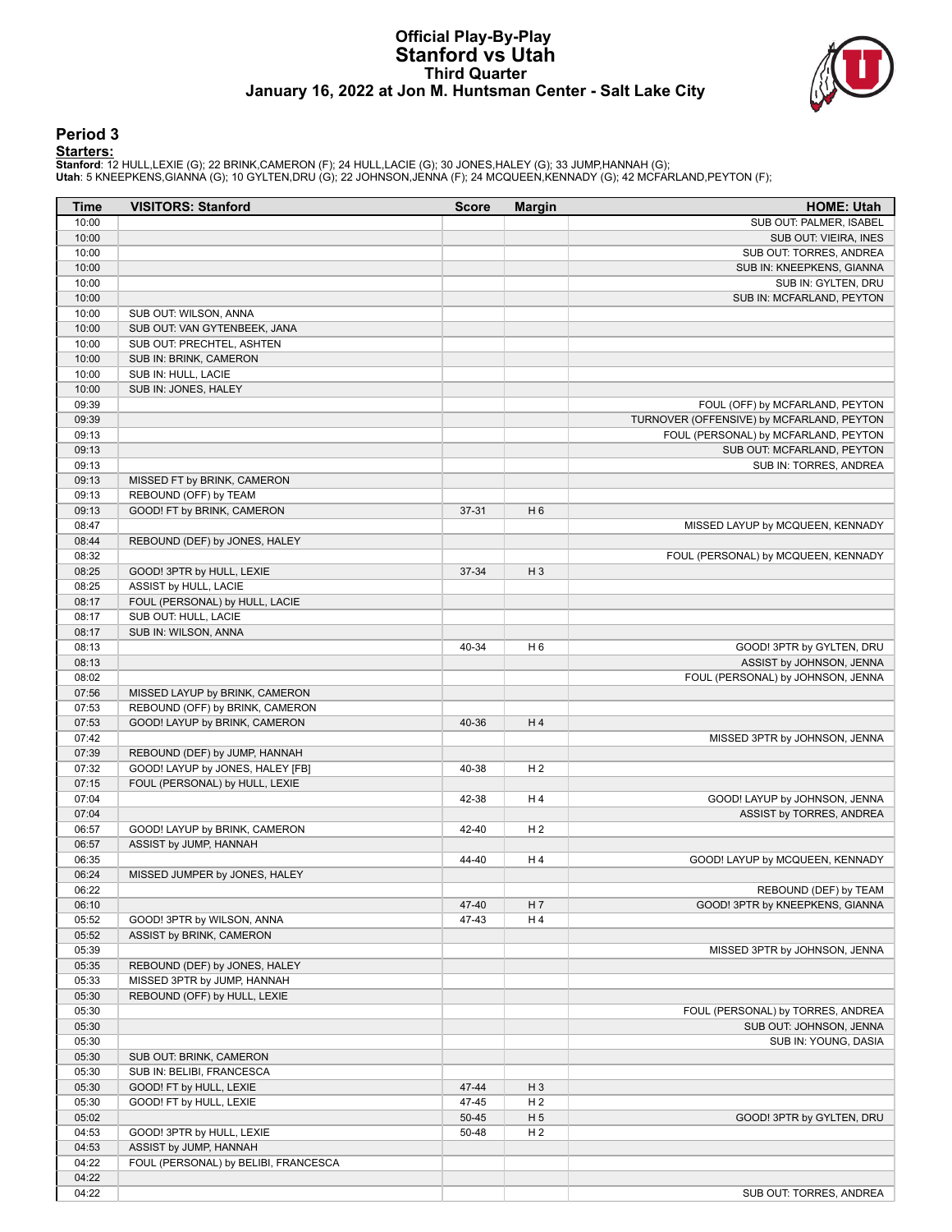# Official Play-By-Play
# Stanford vs Utah
## Third Quarter
## January 16, 2022 at Jon M. Huntsman Center - Salt Lake City

### Period 3

**Starters:**

**Stanford**: 12 HULL,LEXIE (G); 22 BRINK,CAMERON (F); 24 HULL,LACIE (G); 30 JONES,HALEY (G); 33 JUMP,HANNAH (G);
**Utah**: 5 KNEEPKENS,GIANNA (G); 10 GYLTEN,DRU (G); 22 JOHNSON,JENNA (F); 24 MCQUEEN,KENNADY (G); 42 MCFARLAND,PEYTON (F);

| Time | VISITORS: Stanford | Score | Margin | HOME: Utah |
|---|---|---|---|---|
| 10:00 | | | | SUB OUT: PALMER, ISABEL |
| 10:00 | | | | SUB OUT: VIEIRA, INES |
| 10:00 | | | | SUB OUT: TORRES, ANDREA |
| 10:00 | | | | SUB IN: KNEEPKENS, GIANNA |
| 10:00 | | | | SUB IN: GYLTEN, DRU |
| 10:00 | | | | SUB IN: MCFARLAND, PEYTON |
| 10:00 | SUB OUT: WILSON, ANNA | | | |
| 10:00 | SUB OUT: VAN GYTENBEEK, JANA | | | |
| 10:00 | SUB OUT: PRECHTEL, ASHTEN | | | |
| 10:00 | SUB IN: BRINK, CAMERON | | | |
| 10:00 | SUB IN: HULL, LACIE | | | |
| 10:00 | SUB IN: JONES, HALEY | | | |
| 09:39 | | | | FOUL (OFF) by MCFARLAND, PEYTON |
| 09:39 | | | | TURNOVER (OFFENSIVE) by MCFARLAND, PEYTON |
| 09:13 | | | | FOUL (PERSONAL) by MCFARLAND, PEYTON |
| 09:13 | | | | SUB OUT: MCFARLAND, PEYTON |
| 09:13 | | | | SUB IN: TORRES, ANDREA |
| 09:13 | MISSED FT by BRINK, CAMERON | | | |
| 09:13 | REBOUND (OFF) by TEAM | | | |
| 09:13 | GOOD! FT by BRINK, CAMERON | 37-31 | H 6 | |
| 08:47 | | | | MISSED LAYUP by MCQUEEN, KENNADY |
| 08:44 | REBOUND (DEF) by JONES, HALEY | | | |
| 08:32 | | | | FOUL (PERSONAL) by MCQUEEN, KENNADY |
| 08:25 | GOOD! 3PTR by HULL, LEXIE | 37-34 | H 3 | |
| 08:25 | ASSIST by HULL, LACIE | | | |
| 08:17 | FOUL (PERSONAL) by HULL, LACIE | | | |
| 08:17 | SUB OUT: HULL, LACIE | | | |
| 08:17 | SUB IN: WILSON, ANNA | | | |
| 08:13 | | 40-34 | H 6 | GOOD! 3PTR by GYLTEN, DRU |
| 08:13 | | | | ASSIST by JOHNSON, JENNA |
| 08:02 | | | | FOUL (PERSONAL) by JOHNSON, JENNA |
| 07:56 | MISSED LAYUP by BRINK, CAMERON | | | |
| 07:53 | REBOUND (OFF) by BRINK, CAMERON | | | |
| 07:53 | GOOD! LAYUP by BRINK, CAMERON | 40-36 | H 4 | |
| 07:42 | | | | MISSED 3PTR by JOHNSON, JENNA |
| 07:39 | REBOUND (DEF) by JUMP, HANNAH | | | |
| 07:32 | GOOD! LAYUP by JONES, HALEY [FB] | 40-38 | H 2 | |
| 07:15 | FOUL (PERSONAL) by HULL, LEXIE | | | |
| 07:04 | | 42-38 | H 4 | GOOD! LAYUP by JOHNSON, JENNA |
| 07:04 | | | | ASSIST by TORRES, ANDREA |
| 06:57 | GOOD! LAYUP by BRINK, CAMERON | 42-40 | H 2 | |
| 06:57 | ASSIST by JUMP, HANNAH | | | |
| 06:35 | | 44-40 | H 4 | GOOD! LAYUP by MCQUEEN, KENNADY |
| 06:24 | MISSED JUMPER by JONES, HALEY | | | |
| 06:22 | | | | REBOUND (DEF) by TEAM |
| 06:10 | | 47-40 | H 7 | GOOD! 3PTR by KNEEPKENS, GIANNA |
| 05:52 | GOOD! 3PTR by WILSON, ANNA | 47-43 | H 4 | |
| 05:52 | ASSIST by BRINK, CAMERON | | | |
| 05:39 | | | | MISSED 3PTR by JOHNSON, JENNA |
| 05:35 | REBOUND (DEF) by JONES, HALEY | | | |
| 05:33 | MISSED 3PTR by JUMP, HANNAH | | | |
| 05:30 | REBOUND (OFF) by HULL, LEXIE | | | |
| 05:30 | | | | FOUL (PERSONAL) by TORRES, ANDREA |
| 05:30 | | | | SUB OUT: JOHNSON, JENNA |
| 05:30 | | | | SUB IN: YOUNG, DASIA |
| 05:30 | SUB OUT: BRINK, CAMERON | | | |
| 05:30 | SUB IN: BELIBI, FRANCESCA | | | |
| 05:30 | GOOD! FT by HULL, LEXIE | 47-44 | H 3 | |
| 05:30 | GOOD! FT by HULL, LEXIE | 47-45 | H 2 | |
| 05:02 | | 50-45 | H 5 | GOOD! 3PTR by GYLTEN, DRU |
| 04:53 | GOOD! 3PTR by HULL, LEXIE | 50-48 | H 2 | |
| 04:53 | ASSIST by JUMP, HANNAH | | | |
| 04:22 | FOUL (PERSONAL) by BELIBI, FRANCESCA | | | |
| 04:22 | | | | |
| 04:22 | | | | SUB OUT: TORRES, ANDREA |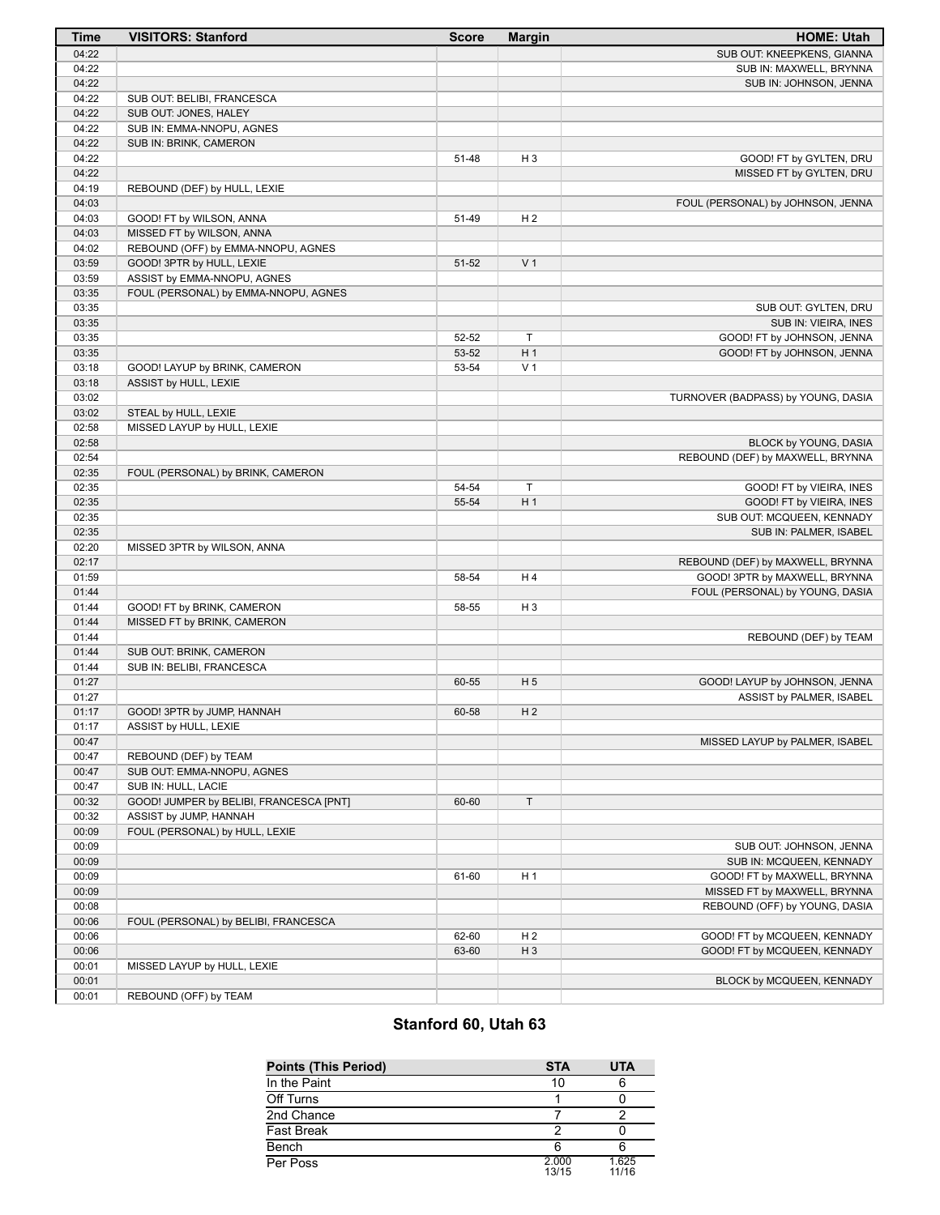| Time | VISITORS: Stanford | Score | Margin | HOME: Utah |
|---|---|---|---|---|
| 04:22 | | | | SUB OUT: KNEEPKENS, GIANNA |
| 04:22 | | | | SUB IN: MAXWELL, BRYNNA |
| 04:22 | | | | SUB IN: JOHNSON, JENNA |
| 04:22 | SUB OUT: BELIBI, FRANCESCA | | | |
| 04:22 | SUB OUT: JONES, HALEY | | | |
| 04:22 | SUB IN: EMMA-NNOPU, AGNES | | | |
| 04:22 | SUB IN: BRINK, CAMERON | | | |
| 04:22 | | 51-48 | H 3 | GOOD! FT by GYLTEN, DRU |
| 04:22 | | | | MISSED FT by GYLTEN, DRU |
| 04:19 | REBOUND (DEF) by HULL, LEXIE | | | |
| 04:03 | | | | FOUL (PERSONAL) by JOHNSON, JENNA |
| 04:03 | GOOD! FT by WILSON, ANNA | 51-49 | H 2 | |
| 04:03 | MISSED FT by WILSON, ANNA | | | |
| 04:02 | REBOUND (OFF) by EMMA-NNOPU, AGNES | | | |
| 03:59 | GOOD! 3PTR by HULL, LEXIE | 51-52 | V 1 | |
| 03:59 | ASSIST by EMMA-NNOPU, AGNES | | | |
| 03:35 | FOUL (PERSONAL) by EMMA-NNOPU, AGNES | | | |
| 03:35 | | | | SUB OUT: GYLTEN, DRU |
| 03:35 | | | | SUB IN: VIEIRA, INES |
| 03:35 | | 52-52 | T | GOOD! FT by JOHNSON, JENNA |
| 03:35 | | 53-52 | H 1 | GOOD! FT by JOHNSON, JENNA |
| 03:18 | GOOD! LAYUP by BRINK, CAMERON | 53-54 | V 1 | |
| 03:18 | ASSIST by HULL, LEXIE | | | |
| 03:02 | | | | TURNOVER (BADPASS) by YOUNG, DASIA |
| 03:02 | STEAL by HULL, LEXIE | | | |
| 02:58 | MISSED LAYUP by HULL, LEXIE | | | |
| 02:58 | | | | BLOCK by YOUNG, DASIA |
| 02:54 | | | | REBOUND (DEF) by MAXWELL, BRYNNA |
| 02:35 | FOUL (PERSONAL) by BRINK, CAMERON | | | |
| 02:35 | | 54-54 | T | GOOD! FT by VIEIRA, INES |
| 02:35 | | 55-54 | H 1 | GOOD! FT by VIEIRA, INES |
| 02:35 | | | | SUB OUT: MCQUEEN, KENNADY |
| 02:35 | | | | SUB IN: PALMER, ISABEL |
| 02:20 | MISSED 3PTR by WILSON, ANNA | | | |
| 02:17 | | | | REBOUND (DEF) by MAXWELL, BRYNNA |
| 01:59 | | 58-54 | H 4 | GOOD! 3PTR by MAXWELL, BRYNNA |
| 01:44 | | | | FOUL (PERSONAL) by YOUNG, DASIA |
| 01:44 | GOOD! FT by BRINK, CAMERON | 58-55 | H 3 | |
| 01:44 | MISSED FT by BRINK, CAMERON | | | |
| 01:44 | | | | REBOUND (DEF) by TEAM |
| 01:44 | SUB OUT: BRINK, CAMERON | | | |
| 01:44 | SUB IN: BELIBI, FRANCESCA | | | |
| 01:27 | | 60-55 | H 5 | GOOD! LAYUP by JOHNSON, JENNA |
| 01:27 | | | | ASSIST by PALMER, ISABEL |
| 01:17 | GOOD! 3PTR by JUMP, HANNAH | 60-58 | H 2 | |
| 01:17 | ASSIST by HULL, LEXIE | | | |
| 00:47 | | | | MISSED LAYUP by PALMER, ISABEL |
| 00:47 | REBOUND (DEF) by TEAM | | | |
| 00:47 | SUB OUT: EMMA-NNOPU, AGNES | | | |
| 00:47 | SUB IN: HULL, LACIE | | | |
| 00:32 | GOOD! JUMPER by BELIBI, FRANCESCA [PNT] | 60-60 | T | |
| 00:32 | ASSIST by JUMP, HANNAH | | | |
| 00:09 | FOUL (PERSONAL) by HULL, LEXIE | | | |
| 00:09 | | | | SUB OUT: JOHNSON, JENNA |
| 00:09 | | | | SUB IN: MCQUEEN, KENNADY |
| 00:09 | | 61-60 | H 1 | GOOD! FT by MAXWELL, BRYNNA |
| 00:09 | | | | MISSED FT by MAXWELL, BRYNNA |
| 00:08 | | | | REBOUND (OFF) by YOUNG, DASIA |
| 00:06 | FOUL (PERSONAL) by BELIBI, FRANCESCA | | | |
| 00:06 | | 62-60 | H 2 | GOOD! FT by MCQUEEN, KENNADY |
| 00:06 | | 63-60 | H 3 | GOOD! FT by MCQUEEN, KENNADY |
| 00:01 | MISSED LAYUP by HULL, LEXIE | | | |
| 00:01 | | | | BLOCK by MCQUEEN, KENNADY |
| 00:01 | REBOUND (OFF) by TEAM | | | |

## Stanford 60, Utah 63

| Points (This Period) | STA | UTA |
|---|---|---|
| In the Paint | 10 | 6 |
| Off Turns | 1 | 0 |
| 2nd Chance | 7 | 2 |
| Fast Break | 2 | 0 |
| Bench | 6 | 6 |
| Per Poss | 2.000 13/15 | 1.625 11/16 |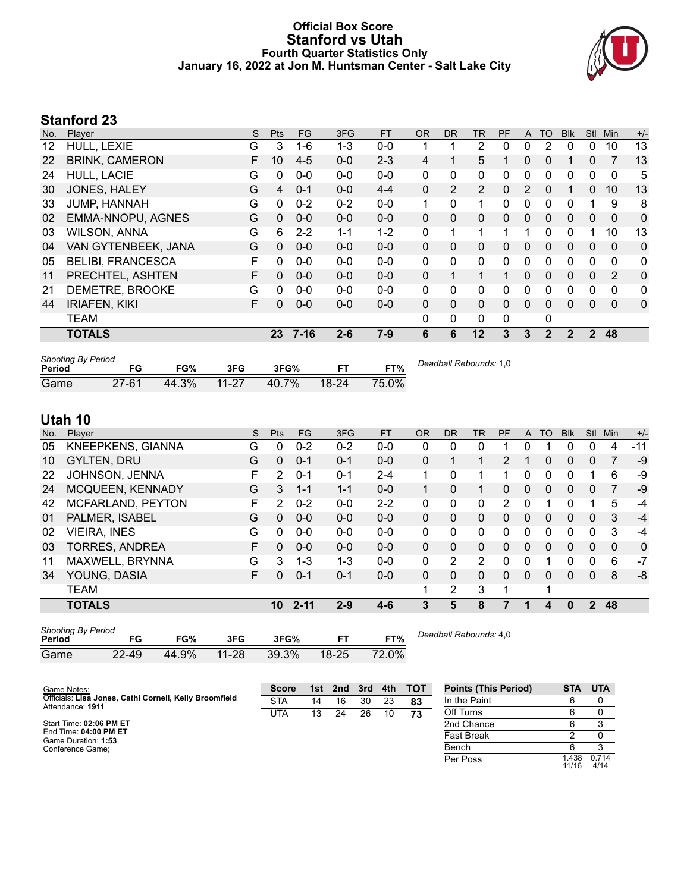# Official Box Score
## Stanford vs Utah
### Fourth Quarter Statistics Only
### January 16, 2022 at Jon M. Huntsman Center - Salt Lake City

## Stanford 23

| No. | Player | S | Pts | FG | 3FG | FT | OR | DR | TR | PF | A | TO | Blk | Stl | Min | +/- |
|---|---|---|---|---|---|---|---|---|---|---|---|---|---|---|---|---|
| 12 | HULL, LEXIE | G | 3 | 1-6 | 1-3 | 0-0 | 1 | 1 | 2 | 0 | 0 | 2 | 0 | 0 | 10 | 13 |
| 22 | BRINK, CAMERON | F | 10 | 4-5 | 0-0 | 2-3 | 4 | 1 | 5 | 1 | 0 | 0 | 1 | 0 | 7 | 13 |
| 24 | HULL, LACIE | G | 0 | 0-0 | 0-0 | 0-0 | 0 | 0 | 0 | 0 | 0 | 0 | 0 | 0 | 0 | 5 |
| 30 | JONES, HALEY | G | 4 | 0-1 | 0-0 | 4-4 | 0 | 2 | 2 | 0 | 2 | 0 | 1 | 0 | 10 | 13 |
| 33 | JUMP, HANNAH | G | 0 | 0-2 | 0-2 | 0-0 | 1 | 0 | 1 | 0 | 0 | 0 | 0 | 1 | 9 | 8 |
| 02 | EMMA-NNOPU, AGNES | G | 0 | 0-0 | 0-0 | 0-0 | 0 | 0 | 0 | 0 | 0 | 0 | 0 | 0 | 0 | 0 |
| 03 | WILSON, ANNA | G | 6 | 2-2 | 1-1 | 1-2 | 0 | 1 | 1 | 1 | 1 | 0 | 0 | 1 | 10 | 13 |
| 04 | VAN GYTENBEEK, JANA | G | 0 | 0-0 | 0-0 | 0-0 | 0 | 0 | 0 | 0 | 0 | 0 | 0 | 0 | 0 | 0 |
| 05 | BELIBI, FRANCESCA | F | 0 | 0-0 | 0-0 | 0-0 | 0 | 0 | 0 | 0 | 0 | 0 | 0 | 0 | 0 | 0 |
| 11 | PRECHTEL, ASHTEN | F | 0 | 0-0 | 0-0 | 0-0 | 0 | 1 | 1 | 1 | 0 | 0 | 0 | 0 | 2 | 0 |
| 21 | DEMETRE, BROOKE | G | 0 | 0-0 | 0-0 | 0-0 | 0 | 0 | 0 | 0 | 0 | 0 | 0 | 0 | 0 | 0 |
| 44 | IRIAFEN, KIKI | F | 0 | 0-0 | 0-0 | 0-0 | 0 | 0 | 0 | 0 | 0 | 0 | 0 | 0 | 0 | 0 |
| | TEAM | | | | | | 0 | 0 | 0 | 0 | | 0 | | | | |
| | **TOTALS** | | **23** | **7-16** | **2-6** | **7-9** | **6** | **6** | **12** | **3** | **3** | **2** | **2** | **2** | **48** | |

| Shooting By Period Period | FG | FG% | 3FG | 3FG% | FT | FT% |
|---|---|---|---|---|---|---|
| Game | 27-61 | 44.3% | 11-27 | 40.7% | 18-24 | 75.0% |

*Deadball Rebounds:* 1,0

## Utah 10

| No. | Player | S | Pts | FG | 3FG | FT | OR | DR | TR | PF | A | TO | Blk | Stl | Min | +/- |
|---|---|---|---|---|---|---|---|---|---|---|---|---|---|---|---|---|
| 05 | KNEEPKENS, GIANNA | G | 0 | 0-2 | 0-2 | 0-0 | 0 | 0 | 0 | 1 | 0 | 1 | 0 | 0 | 4 | -11 |
| 10 | GYLTEN, DRU | G | 0 | 0-1 | 0-1 | 0-0 | 0 | 1 | 1 | 2 | 1 | 0 | 0 | 0 | 7 | -9 |
| 22 | JOHNSON, JENNA | F | 2 | 0-1 | 0-1 | 2-4 | 1 | 0 | 1 | 1 | 0 | 0 | 0 | 1 | 6 | -9 |
| 24 | MCQUEEN, KENNADY | G | 3 | 1-1 | 1-1 | 0-0 | 1 | 0 | 1 | 0 | 0 | 0 | 0 | 0 | 7 | -9 |
| 42 | MCFARLAND, PEYTON | F | 2 | 0-2 | 0-0 | 2-2 | 0 | 0 | 0 | 2 | 0 | 1 | 0 | 1 | 5 | -4 |
| 01 | PALMER, ISABEL | G | 0 | 0-0 | 0-0 | 0-0 | 0 | 0 | 0 | 0 | 0 | 0 | 0 | 0 | 3 | -4 |
| 02 | VIEIRA, INES | G | 0 | 0-0 | 0-0 | 0-0 | 0 | 0 | 0 | 0 | 0 | 0 | 0 | 0 | 3 | -4 |
| 03 | TORRES, ANDREA | F | 0 | 0-0 | 0-0 | 0-0 | 0 | 0 | 0 | 0 | 0 | 0 | 0 | 0 | 0 | 0 |
| 11 | MAXWELL, BRYNNA | G | 3 | 1-3 | 1-3 | 0-0 | 0 | 2 | 2 | 0 | 0 | 1 | 0 | 0 | 6 | -7 |
| 34 | YOUNG, DASIA | F | 0 | 0-1 | 0-1 | 0-0 | 0 | 0 | 0 | 0 | 0 | 0 | 0 | 0 | 8 | -8 |
| | TEAM | | | | | | 1 | 2 | 3 | 1 | | 1 | | | | |
| | **TOTALS** | | **10** | **2-11** | **2-9** | **4-6** | **3** | **5** | **8** | **7** | **1** | **4** | **0** | **2** | **48** | |

| Shooting By Period Period | FG | FG% | 3FG | 3FG% | FT | FT% |
|---|---|---|---|---|---|---|
| Game | 22-49 | 44.9% | 11-28 | 39.3% | 18-25 | 72.0% |

*Deadball Rebounds:* 4,0

Game Notes:
Officials: **Lisa Jones, Cathi Cornell, Kelly Broomfield**
Attendance: **1911**

Start Time: **02:06 PM ET**
End Time: **04:00 PM ET**
Game Duration: **1:53**
Conference Game;

| Score | 1st | 2nd | 3rd | 4th | TOT |
|---|---|---|---|---|---|
| STA | 14 | 16 | 30 | 23 | **83** |
| UTA | 13 | 24 | 26 | 10 | **73** |

| Points (This Period) | STA | UTA |
|---|---|---|
| In the Paint | 6 | 0 |
| Off Turns | 6 | 0 |
| 2nd Chance | 6 | 3 |
| Fast Break | 2 | 0 |
| Bench | 6 | 3 |
| Per Poss | 1.438 11/16 | 0.714 4/14 |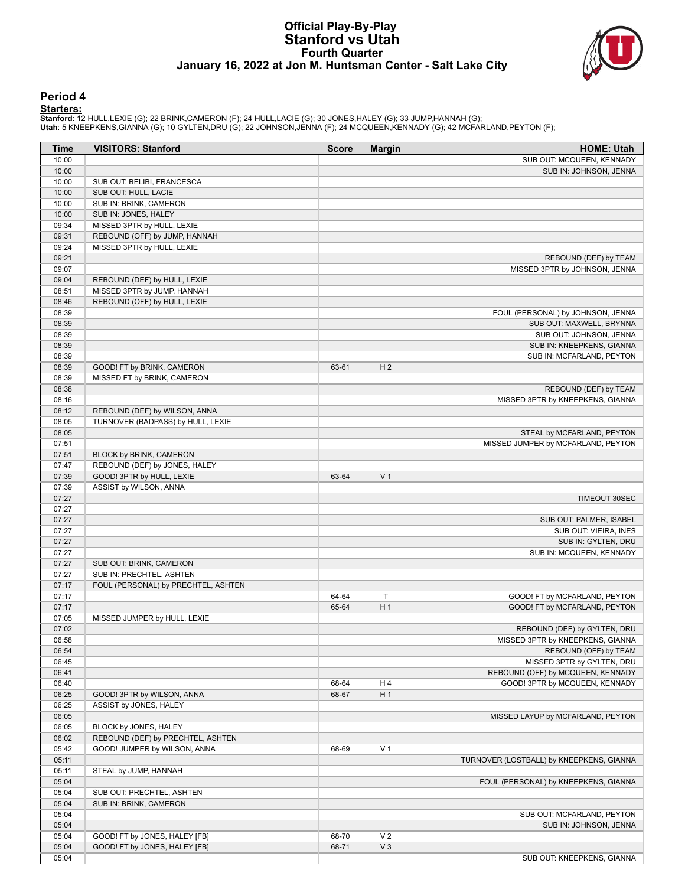# Official Play-By-Play
# Stanford vs Utah
## Fourth Quarter
### January 16, 2022 at Jon M. Huntsman Center - Salt Lake City

## Period 4

**Starters:**

**Stanford**: 12 HULL,LEXIE (G); 22 BRINK,CAMERON (F); 24 HULL,LACIE (G); 30 JONES,HALEY (G); 33 JUMP,HANNAH (G);
**Utah**: 5 KNEEPKENS,GIANNA (G); 10 GYLTEN,DRU (G); 22 JOHNSON,JENNA (F); 24 MCQUEEN,KENNADY (G); 42 MCFARLAND,PEYTON (F);

| Time | VISITORS: Stanford | Score | Margin | HOME: Utah |
|---|---|---|---|---|
| 10:00 | | | | SUB OUT: MCQUEEN, KENNADY |
| 10:00 | | | | SUB IN: JOHNSON, JENNA |
| 10:00 | SUB OUT: BELIBI, FRANCESCA | | | |
| 10:00 | SUB OUT: HULL, LACIE | | | |
| 10:00 | SUB IN: BRINK, CAMERON | | | |
| 10:00 | SUB IN: JONES, HALEY | | | |
| 09:34 | MISSED 3PTR by HULL, LEXIE | | | |
| 09:31 | REBOUND (OFF) by JUMP, HANNAH | | | |
| 09:24 | MISSED 3PTR by HULL, LEXIE | | | |
| 09:21 | | | | REBOUND (DEF) by TEAM |
| 09:07 | | | | MISSED 3PTR by JOHNSON, JENNA |
| 09:04 | REBOUND (DEF) by HULL, LEXIE | | | |
| 08:51 | MISSED 3PTR by JUMP, HANNAH | | | |
| 08:46 | REBOUND (OFF) by HULL, LEXIE | | | |
| 08:39 | | | | FOUL (PERSONAL) by JOHNSON, JENNA |
| 08:39 | | | | SUB OUT: MAXWELL, BRYNNA |
| 08:39 | | | | SUB OUT: JOHNSON, JENNA |
| 08:39 | | | | SUB IN: KNEEPKENS, GIANNA |
| 08:39 | | | | SUB IN: MCFARLAND, PEYTON |
| 08:39 | GOOD! FT by BRINK, CAMERON | 63-61 | H 2 | |
| 08:39 | MISSED FT by BRINK, CAMERON | | | |
| 08:38 | | | | REBOUND (DEF) by TEAM |
| 08:16 | | | | MISSED 3PTR by KNEEPKENS, GIANNA |
| 08:12 | REBOUND (DEF) by WILSON, ANNA | | | |
| 08:05 | TURNOVER (BADPASS) by HULL, LEXIE | | | |
| 08:05 | | | | STEAL by MCFARLAND, PEYTON |
| 07:51 | | | | MISSED JUMPER by MCFARLAND, PEYTON |
| 07:51 | BLOCK by BRINK, CAMERON | | | |
| 07:47 | REBOUND (DEF) by JONES, HALEY | | | |
| 07:39 | GOOD! 3PTR by HULL, LEXIE | 63-64 | V 1 | |
| 07:39 | ASSIST by WILSON, ANNA | | | |
| 07:27 | | | | TIMEOUT 30SEC |
| 07:27 | | | | |
| 07:27 | | | | SUB OUT: PALMER, ISABEL |
| 07:27 | | | | SUB OUT: VIEIRA, INES |
| 07:27 | | | | SUB IN: GYLTEN, DRU |
| 07:27 | | | | SUB IN: MCQUEEN, KENNADY |
| 07:27 | SUB OUT: BRINK, CAMERON | | | |
| 07:27 | SUB IN: PRECHTEL, ASHTEN | | | |
| 07:17 | FOUL (PERSONAL) by PRECHTEL, ASHTEN | | | |
| 07:17 | | 64-64 | T | GOOD! FT by MCFARLAND, PEYTON |
| 07:17 | | 65-64 | H 1 | GOOD! FT by MCFARLAND, PEYTON |
| 07:05 | MISSED JUMPER by HULL, LEXIE | | | |
| 07:02 | | | | REBOUND (DEF) by GYLTEN, DRU |
| 06:58 | | | | MISSED 3PTR by KNEEPKENS, GIANNA |
| 06:54 | | | | REBOUND (OFF) by TEAM |
| 06:45 | | | | MISSED 3PTR by GYLTEN, DRU |
| 06:41 | | | | REBOUND (OFF) by MCQUEEN, KENNADY |
| 06:40 | | 68-64 | H 4 | GOOD! 3PTR by MCQUEEN, KENNADY |
| 06:25 | GOOD! 3PTR by WILSON, ANNA | 68-67 | H 1 | |
| 06:25 | ASSIST by JONES, HALEY | | | |
| 06:05 | | | | MISSED LAYUP by MCFARLAND, PEYTON |
| 06:05 | BLOCK by JONES, HALEY | | | |
| 06:02 | REBOUND (DEF) by PRECHTEL, ASHTEN | | | |
| 05:42 | GOOD! JUMPER by WILSON, ANNA | 68-69 | V 1 | |
| 05:11 | | | | TURNOVER (LOSTBALL) by KNEEPKENS, GIANNA |
| 05:11 | STEAL by JUMP, HANNAH | | | |
| 05:04 | | | | FOUL (PERSONAL) by KNEEPKENS, GIANNA |
| 05:04 | SUB OUT: PRECHTEL, ASHTEN | | | |
| 05:04 | SUB IN: BRINK, CAMERON | | | |
| 05:04 | | | | SUB OUT: MCFARLAND, PEYTON |
| 05:04 | | | | SUB IN: JOHNSON, JENNA |
| 05:04 | GOOD! FT by JONES, HALEY [FB] | 68-70 | V 2 | |
| 05:04 | GOOD! FT by JONES, HALEY [FB] | 68-71 | V 3 | |
| 05:04 | | | | SUB OUT: KNEEPKENS, GIANNA |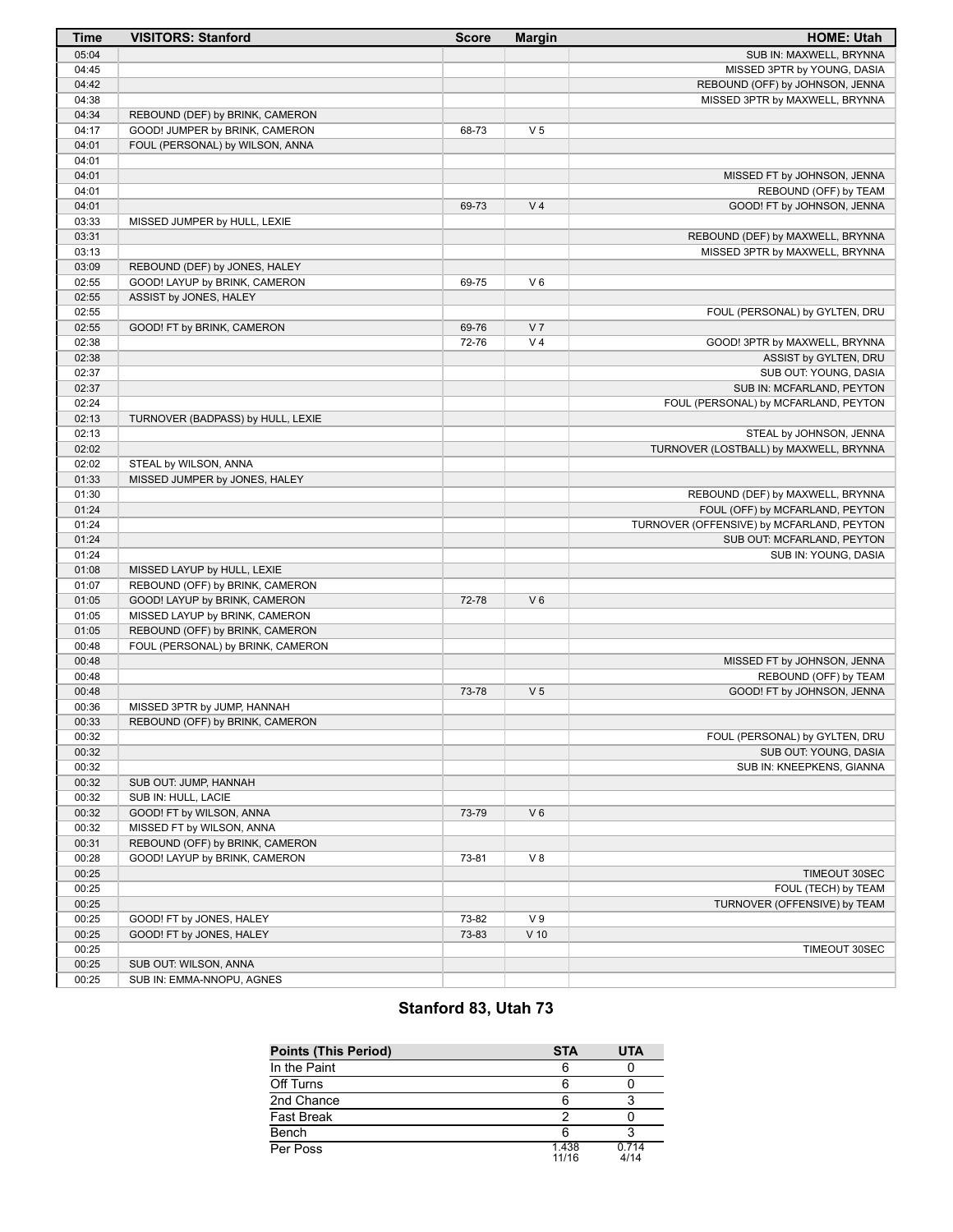| Time | VISITORS: Stanford | Score | Margin | HOME: Utah |
|---|---|---|---|---|
| 05:04 | | | | SUB IN: MAXWELL, BRYNNA |
| 04:45 | | | | MISSED 3PTR by YOUNG, DASIA |
| 04:42 | | | | REBOUND (OFF) by JOHNSON, JENNA |
| 04:38 | | | | MISSED 3PTR by MAXWELL, BRYNNA |
| 04:34 | REBOUND (DEF) by BRINK, CAMERON | | | |
| 04:17 | GOOD! JUMPER by BRINK, CAMERON | 68-73 | V 5 | |
| 04:01 | FOUL (PERSONAL) by WILSON, ANNA | | | |
| 04:01 | | | | |
| 04:01 | | | | MISSED FT by JOHNSON, JENNA |
| 04:01 | | | | REBOUND (OFF) by TEAM |
| 04:01 | | 69-73 | V 4 | GOOD! FT by JOHNSON, JENNA |
| 03:33 | MISSED JUMPER by HULL, LEXIE | | | |
| 03:31 | | | | REBOUND (DEF) by MAXWELL, BRYNNA |
| 03:13 | | | | MISSED 3PTR by MAXWELL, BRYNNA |
| 03:09 | REBOUND (DEF) by JONES, HALEY | | | |
| 02:55 | GOOD! LAYUP by BRINK, CAMERON | 69-75 | V 6 | |
| 02:55 | ASSIST by JONES, HALEY | | | |
| 02:55 | | | | FOUL (PERSONAL) by GYLTEN, DRU |
| 02:55 | GOOD! FT by BRINK, CAMERON | 69-76 | V 7 | |
| 02:38 | | 72-76 | V 4 | GOOD! 3PTR by MAXWELL, BRYNNA |
| 02:38 | | | | ASSIST by GYLTEN, DRU |
| 02:37 | | | | SUB OUT: YOUNG, DASIA |
| 02:37 | | | | SUB IN: MCFARLAND, PEYTON |
| 02:24 | | | | FOUL (PERSONAL) by MCFARLAND, PEYTON |
| 02:13 | TURNOVER (BADPASS) by HULL, LEXIE | | | |
| 02:13 | | | | STEAL by JOHNSON, JENNA |
| 02:02 | | | | TURNOVER (LOSTBALL) by MAXWELL, BRYNNA |
| 02:02 | STEAL by WILSON, ANNA | | | |
| 01:33 | MISSED JUMPER by JONES, HALEY | | | |
| 01:30 | | | | REBOUND (DEF) by MAXWELL, BRYNNA |
| 01:24 | | | | FOUL (OFF) by MCFARLAND, PEYTON |
| 01:24 | | | | TURNOVER (OFFENSIVE) by MCFARLAND, PEYTON |
| 01:24 | | | | SUB OUT: MCFARLAND, PEYTON |
| 01:24 | | | | SUB IN: YOUNG, DASIA |
| 01:08 | MISSED LAYUP by HULL, LEXIE | | | |
| 01:07 | REBOUND (OFF) by BRINK, CAMERON | | | |
| 01:05 | GOOD! LAYUP by BRINK, CAMERON | 72-78 | V 6 | |
| 01:05 | MISSED LAYUP by BRINK, CAMERON | | | |
| 01:05 | REBOUND (OFF) by BRINK, CAMERON | | | |
| 00:48 | FOUL (PERSONAL) by BRINK, CAMERON | | | |
| 00:48 | | | | MISSED FT by JOHNSON, JENNA |
| 00:48 | | | | REBOUND (OFF) by TEAM |
| 00:48 | | 73-78 | V 5 | GOOD! FT by JOHNSON, JENNA |
| 00:36 | MISSED 3PTR by JUMP, HANNAH | | | |
| 00:33 | REBOUND (OFF) by BRINK, CAMERON | | | |
| 00:32 | | | | FOUL (PERSONAL) by GYLTEN, DRU |
| 00:32 | | | | SUB OUT: YOUNG, DASIA |
| 00:32 | | | | SUB IN: KNEEPKENS, GIANNA |
| 00:32 | SUB OUT: JUMP, HANNAH | | | |
| 00:32 | SUB IN: HULL, LACIE | | | |
| 00:32 | GOOD! FT by WILSON, ANNA | 73-79 | V 6 | |
| 00:32 | MISSED FT by WILSON, ANNA | | | |
| 00:31 | REBOUND (OFF) by BRINK, CAMERON | | | |
| 00:28 | GOOD! LAYUP by BRINK, CAMERON | 73-81 | V 8 | |
| 00:25 | | | | TIMEOUT 30SEC |
| 00:25 | | | | FOUL (TECH) by TEAM |
| 00:25 | | | | TURNOVER (OFFENSIVE) by TEAM |
| 00:25 | GOOD! FT by JONES, HALEY | 73-82 | V 9 | |
| 00:25 | GOOD! FT by JONES, HALEY | 73-83 | V 10 | |
| 00:25 | | | | TIMEOUT 30SEC |
| 00:25 | SUB OUT: WILSON, ANNA | | | |
| 00:25 | SUB IN: EMMA-NNOPU, AGNES | | | |

## Stanford 83, Utah 73

| Points (This Period) | STA | UTA |
|---|---|---|
| In the Paint | 6 | 0 |
| Off Turns | 6 | 0 |
| 2nd Chance | 6 | 3 |
| Fast Break | 2 | 0 |
| Bench | 6 | 3 |
| Per Poss | 1.438 11/16 | 0.714 4/14 |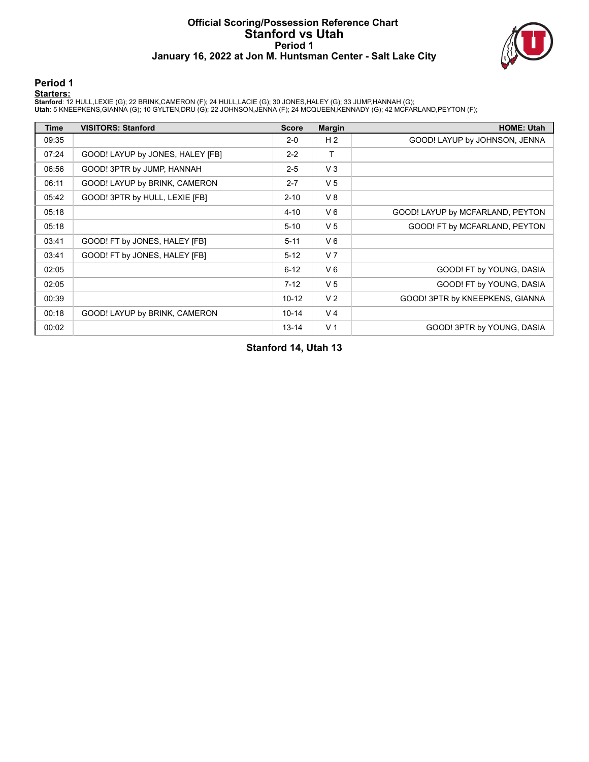# Official Scoring/Possession Reference Chart
# Stanford vs Utah
## Period 1
### January 16, 2022 at Jon M. Huntsman Center - Salt Lake City

## Period 1

**Starters:**

**Stanford**: 12 HULL,LEXIE (G); 22 BRINK,CAMERON (F); 24 HULL,LACIE (G); 30 JONES,HALEY (G); 33 JUMP,HANNAH (G);
**Utah**: 5 KNEEPKENS,GIANNA (G); 10 GYLTEN,DRU (G); 22 JOHNSON,JENNA (F); 24 MCQUEEN,KENNADY (G); 42 MCFARLAND,PEYTON (F);

| Time | VISITORS: Stanford | Score | Margin | HOME: Utah |
|---|---|---|---|---|
| 09:35 | | 2-0 | H 2 | GOOD! LAYUP by JOHNSON, JENNA |
| 07:24 | GOOD! LAYUP by JONES, HALEY [FB] | 2-2 | T | |
| 06:56 | GOOD! 3PTR by JUMP, HANNAH | 2-5 | V 3 | |
| 06:11 | GOOD! LAYUP by BRINK, CAMERON | 2-7 | V 5 | |
| 05:42 | GOOD! 3PTR by HULL, LEXIE [FB] | 2-10 | V 8 | |
| 05:18 | | 4-10 | V 6 | GOOD! LAYUP by MCFARLAND, PEYTON |
| 05:18 | | 5-10 | V 5 | GOOD! FT by MCFARLAND, PEYTON |
| 03:41 | GOOD! FT by JONES, HALEY [FB] | 5-11 | V 6 | |
| 03:41 | GOOD! FT by JONES, HALEY [FB] | 5-12 | V 7 | |
| 02:05 | | 6-12 | V 6 | GOOD! FT by YOUNG, DASIA |
| 02:05 | | 7-12 | V 5 | GOOD! FT by YOUNG, DASIA |
| 00:39 | | 10-12 | V 2 | GOOD! 3PTR by KNEEPKENS, GIANNA |
| 00:18 | GOOD! LAYUP by BRINK, CAMERON | 10-14 | V 4 | |
| 00:02 | | 13-14 | V 1 | GOOD! 3PTR by YOUNG, DASIA |

**Stanford 14, Utah 13**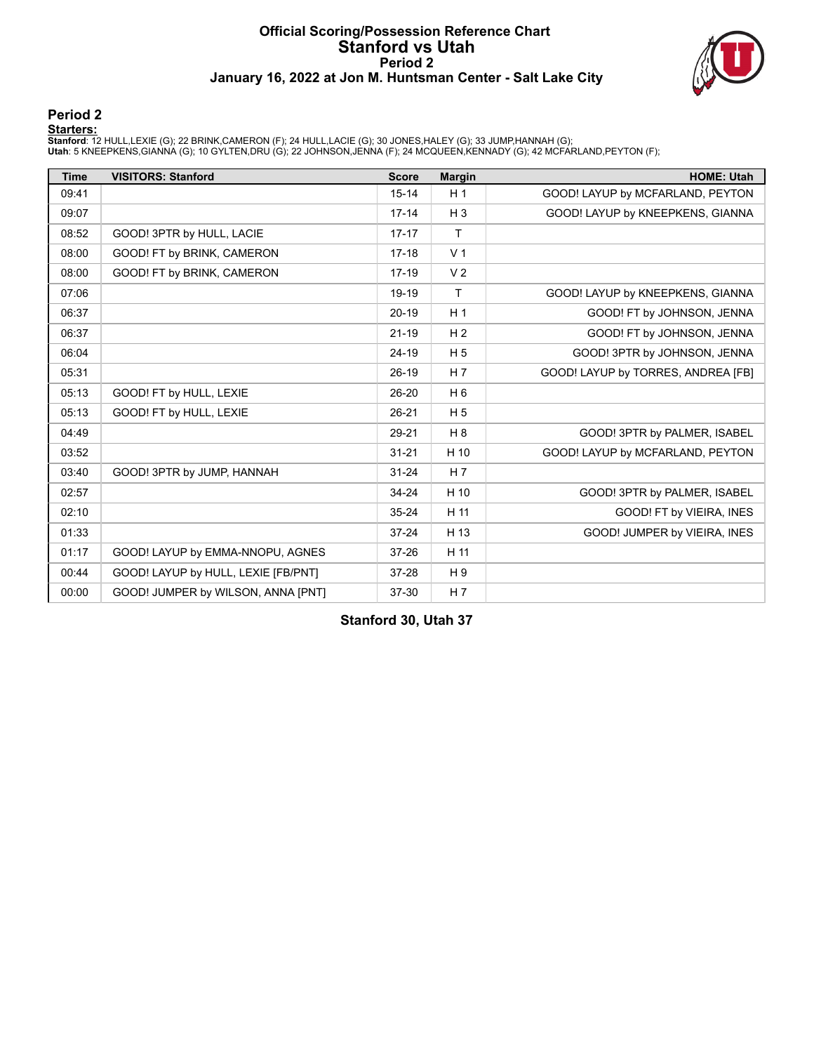# Official Scoring/Possession Reference Chart
# Stanford vs Utah
## Period 2
## January 16, 2022 at Jon M. Huntsman Center - Salt Lake City

## Period 2

**Starters:**

**Stanford**: 12 HULL,LEXIE (G); 22 BRINK,CAMERON (F); 24 HULL,LACIE (G); 30 JONES,HALEY (G); 33 JUMP,HANNAH (G);
**Utah**: 5 KNEEPKENS,GIANNA (G); 10 GYLTEN,DRU (G); 22 JOHNSON,JENNA (F); 24 MCQUEEN,KENNADY (G); 42 MCFARLAND,PEYTON (F);

| Time | VISITORS: Stanford | Score | Margin | HOME: Utah |
|---|---|---|---|---|
| 09:41 | | 15-14 | H 1 | GOOD! LAYUP by MCFARLAND, PEYTON |
| 09:07 | | 17-14 | H 3 | GOOD! LAYUP by KNEEPKENS, GIANNA |
| 08:52 | GOOD! 3PTR by HULL, LACIE | 17-17 | T | |
| 08:00 | GOOD! FT by BRINK, CAMERON | 17-18 | V 1 | |
| 08:00 | GOOD! FT by BRINK, CAMERON | 17-19 | V 2 | |
| 07:06 | | 19-19 | T | GOOD! LAYUP by KNEEPKENS, GIANNA |
| 06:37 | | 20-19 | H 1 | GOOD! FT by JOHNSON, JENNA |
| 06:37 | | 21-19 | H 2 | GOOD! FT by JOHNSON, JENNA |
| 06:04 | | 24-19 | H 5 | GOOD! 3PTR by JOHNSON, JENNA |
| 05:31 | | 26-19 | H 7 | GOOD! LAYUP by TORRES, ANDREA [FB] |
| 05:13 | GOOD! FT by HULL, LEXIE | 26-20 | H 6 | |
| 05:13 | GOOD! FT by HULL, LEXIE | 26-21 | H 5 | |
| 04:49 | | 29-21 | H 8 | GOOD! 3PTR by PALMER, ISABEL |
| 03:52 | | 31-21 | H 10 | GOOD! LAYUP by MCFARLAND, PEYTON |
| 03:40 | GOOD! 3PTR by JUMP, HANNAH | 31-24 | H 7 | |
| 02:57 | | 34-24 | H 10 | GOOD! 3PTR by PALMER, ISABEL |
| 02:10 | | 35-24 | H 11 | GOOD! FT by VIEIRA, INES |
| 01:33 | | 37-24 | H 13 | GOOD! JUMPER by VIEIRA, INES |
| 01:17 | GOOD! LAYUP by EMMA-NNOPU, AGNES | 37-26 | H 11 | |
| 00:44 | GOOD! LAYUP by HULL, LEXIE [FB/PNT] | 37-28 | H 9 | |
| 00:00 | GOOD! JUMPER by WILSON, ANNA [PNT] | 37-30 | H 7 | |

**Stanford 30, Utah 37**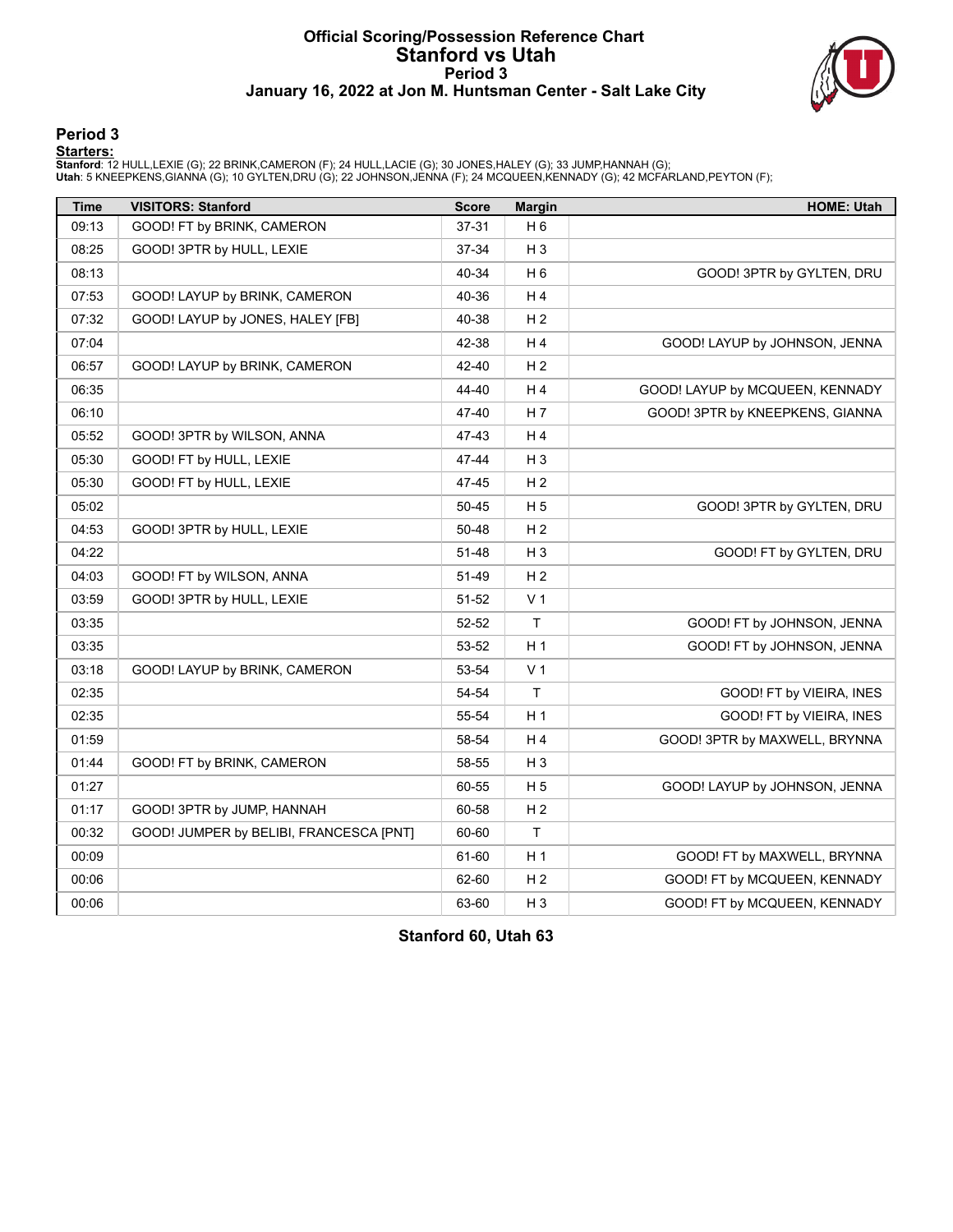# Official Scoring/Possession Reference Chart
## Stanford vs Utah
### Period 3
### January 16, 2022 at Jon M. Huntsman Center - Salt Lake City

## Period 3

**Starters:**

**Stanford**: 12 HULL,LEXIE (G); 22 BRINK,CAMERON (F); 24 HULL,LACIE (G); 30 JONES,HALEY (G); 33 JUMP,HANNAH (G);
**Utah**: 5 KNEEPKENS,GIANNA (G); 10 GYLTEN,DRU (G); 22 JOHNSON,JENNA (F); 24 MCQUEEN,KENNADY (G); 42 MCFARLAND,PEYTON (F);

| Time | VISITORS: Stanford | Score | Margin | HOME: Utah |
|---|---|---|---|---|
| 09:13 | GOOD! FT by BRINK, CAMERON | 37-31 | H 6 | |
| 08:25 | GOOD! 3PTR by HULL, LEXIE | 37-34 | H 3 | |
| 08:13 | | 40-34 | H 6 | GOOD! 3PTR by GYLTEN, DRU |
| 07:53 | GOOD! LAYUP by BRINK, CAMERON | 40-36 | H 4 | |
| 07:32 | GOOD! LAYUP by JONES, HALEY [FB] | 40-38 | H 2 | |
| 07:04 | | 42-38 | H 4 | GOOD! LAYUP by JOHNSON, JENNA |
| 06:57 | GOOD! LAYUP by BRINK, CAMERON | 42-40 | H 2 | |
| 06:35 | | 44-40 | H 4 | GOOD! LAYUP by MCQUEEN, KENNADY |
| 06:10 | | 47-40 | H 7 | GOOD! 3PTR by KNEEPKENS, GIANNA |
| 05:52 | GOOD! 3PTR by WILSON, ANNA | 47-43 | H 4 | |
| 05:30 | GOOD! FT by HULL, LEXIE | 47-44 | H 3 | |
| 05:30 | GOOD! FT by HULL, LEXIE | 47-45 | H 2 | |
| 05:02 | | 50-45 | H 5 | GOOD! 3PTR by GYLTEN, DRU |
| 04:53 | GOOD! 3PTR by HULL, LEXIE | 50-48 | H 2 | |
| 04:22 | | 51-48 | H 3 | GOOD! FT by GYLTEN, DRU |
| 04:03 | GOOD! FT by WILSON, ANNA | 51-49 | H 2 | |
| 03:59 | GOOD! 3PTR by HULL, LEXIE | 51-52 | V 1 | |
| 03:35 | | 52-52 | T | GOOD! FT by JOHNSON, JENNA |
| 03:35 | | 53-52 | H 1 | GOOD! FT by JOHNSON, JENNA |
| 03:18 | GOOD! LAYUP by BRINK, CAMERON | 53-54 | V 1 | |
| 02:35 | | 54-54 | T | GOOD! FT by VIEIRA, INES |
| 02:35 | | 55-54 | H 1 | GOOD! FT by VIEIRA, INES |
| 01:59 | | 58-54 | H 4 | GOOD! 3PTR by MAXWELL, BRYNNA |
| 01:44 | GOOD! FT by BRINK, CAMERON | 58-55 | H 3 | |
| 01:27 | | 60-55 | H 5 | GOOD! LAYUP by JOHNSON, JENNA |
| 01:17 | GOOD! 3PTR by JUMP, HANNAH | 60-58 | H 2 | |
| 00:32 | GOOD! JUMPER by BELIBI, FRANCESCA [PNT] | 60-60 | T | |
| 00:09 | | 61-60 | H 1 | GOOD! FT by MAXWELL, BRYNNA |
| 00:06 | | 62-60 | H 2 | GOOD! FT by MCQUEEN, KENNADY |
| 00:06 | | 63-60 | H 3 | GOOD! FT by MCQUEEN, KENNADY |

**Stanford 60, Utah 63**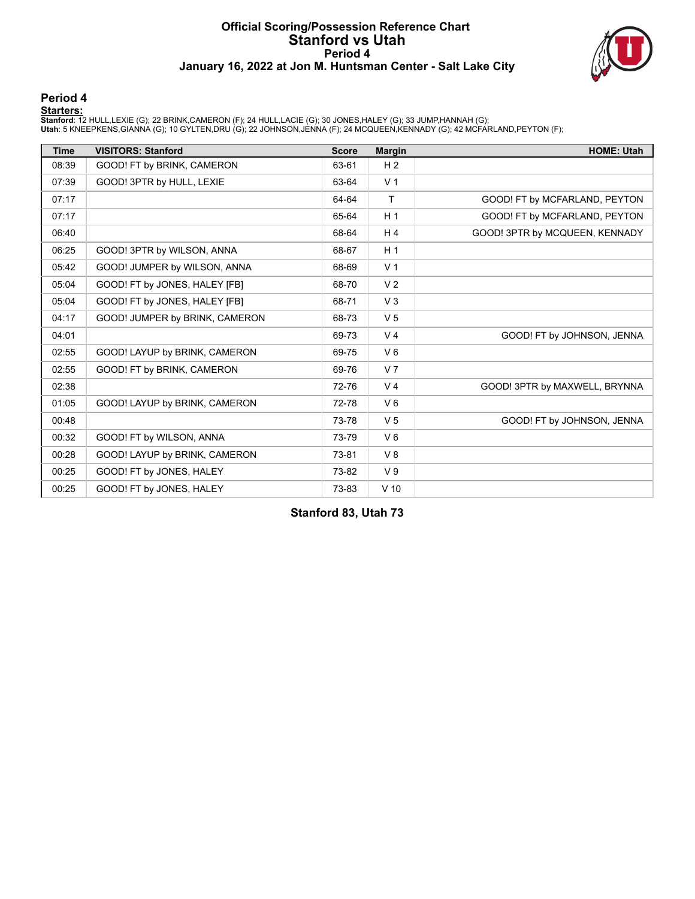# Official Scoring/Possession Reference Chart
## Stanford vs Utah
### Period 4
### January 16, 2022 at Jon M. Huntsman Center - Salt Lake City

## Period 4

**Starters:**

**Stanford**: 12 HULL,LEXIE (G); 22 BRINK,CAMERON (F); 24 HULL,LACIE (G); 30 JONES,HALEY (G); 33 JUMP,HANNAH (G);
**Utah**: 5 KNEEPKENS,GIANNA (G); 10 GYLTEN,DRU (G); 22 JOHNSON,JENNA (F); 24 MCQUEEN,KENNADY (G); 42 MCFARLAND,PEYTON (F);

| Time | VISITORS: Stanford | Score | Margin | HOME: Utah |
|---|---|---|---|---|
| 08:39 | GOOD! FT by BRINK, CAMERON | 63-61 | H 2 | |
| 07:39 | GOOD! 3PTR by HULL, LEXIE | 63-64 | V 1 | |
| 07:17 | | 64-64 | T | GOOD! FT by MCFARLAND, PEYTON |
| 07:17 | | 65-64 | H 1 | GOOD! FT by MCFARLAND, PEYTON |
| 06:40 | | 68-64 | H 4 | GOOD! 3PTR by MCQUEEN, KENNADY |
| 06:25 | GOOD! 3PTR by WILSON, ANNA | 68-67 | H 1 | |
| 05:42 | GOOD! JUMPER by WILSON, ANNA | 68-69 | V 1 | |
| 05:04 | GOOD! FT by JONES, HALEY [FB] | 68-70 | V 2 | |
| 05:04 | GOOD! FT by JONES, HALEY [FB] | 68-71 | V 3 | |
| 04:17 | GOOD! JUMPER by BRINK, CAMERON | 68-73 | V 5 | |
| 04:01 | | 69-73 | V 4 | GOOD! FT by JOHNSON, JENNA |
| 02:55 | GOOD! LAYUP by BRINK, CAMERON | 69-75 | V 6 | |
| 02:55 | GOOD! FT by BRINK, CAMERON | 69-76 | V 7 | |
| 02:38 | | 72-76 | V 4 | GOOD! 3PTR by MAXWELL, BRYNNA |
| 01:05 | GOOD! LAYUP by BRINK, CAMERON | 72-78 | V 6 | |
| 00:48 | | 73-78 | V 5 | GOOD! FT by JOHNSON, JENNA |
| 00:32 | GOOD! FT by WILSON, ANNA | 73-79 | V 6 | |
| 00:28 | GOOD! LAYUP by BRINK, CAMERON | 73-81 | V 8 | |
| 00:25 | GOOD! FT by JONES, HALEY | 73-82 | V 9 | |
| 00:25 | GOOD! FT by JONES, HALEY | 73-83 | V 10 | |

**Stanford 83, Utah 73**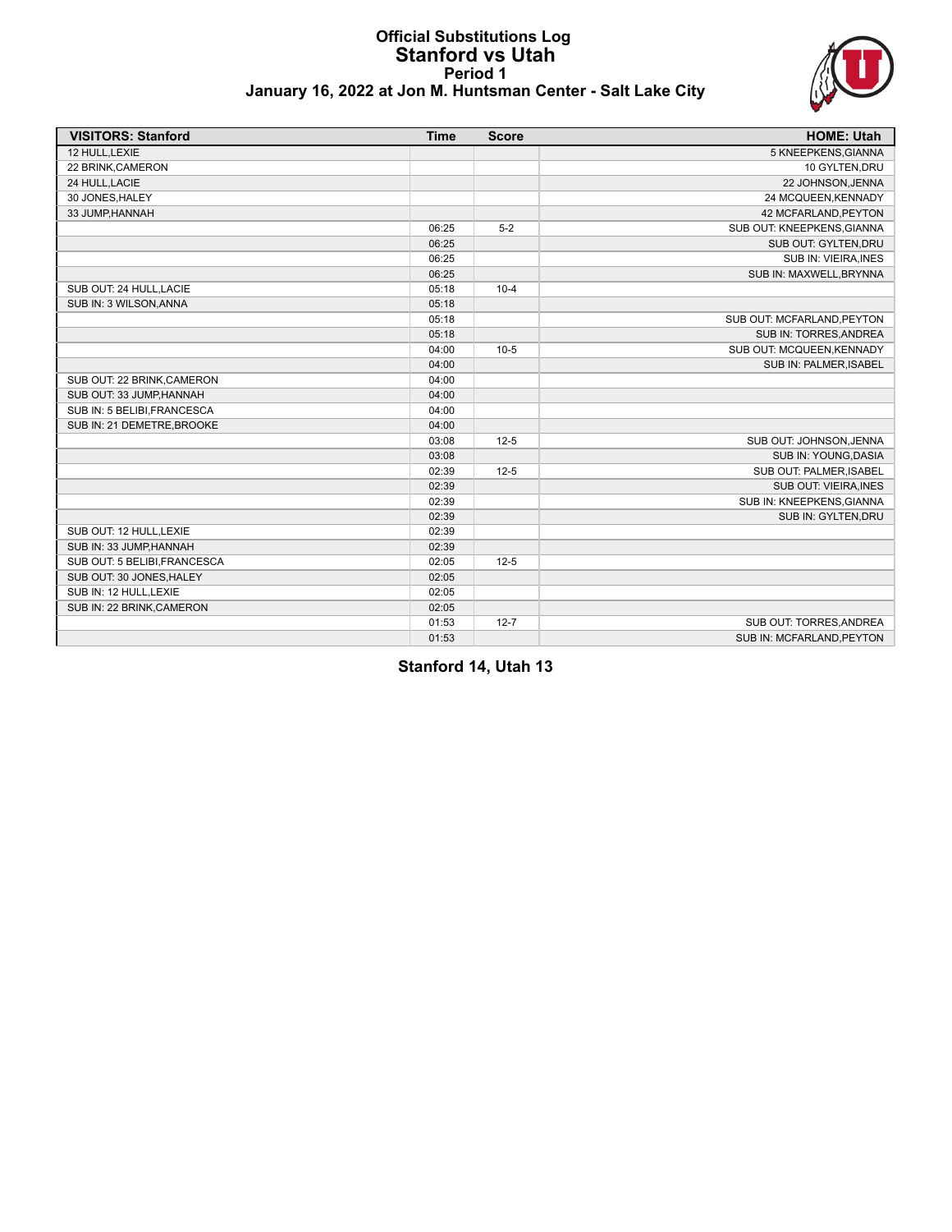# Official Substitutions Log
## Stanford vs Utah
### Period 1
### January 16, 2022 at Jon M. Huntsman Center - Salt Lake City

| VISITORS: Stanford | Time | Score | HOME: Utah |
|---|---|---|---|
| 12 HULL,LEXIE | | | 5 KNEEPKENS,GIANNA |
| 22 BRINK,CAMERON | | | 10 GYLTEN,DRU |
| 24 HULL,LACIE | | | 22 JOHNSON,JENNA |
| 30 JONES,HALEY | | | 24 MCQUEEN,KENNADY |
| 33 JUMP,HANNAH | | | 42 MCFARLAND,PEYTON |
| | 06:25 | 5-2 | SUB OUT: KNEEPKENS,GIANNA |
| | 06:25 | | SUB OUT: GYLTEN,DRU |
| | 06:25 | | SUB IN: VIEIRA,INES |
| | 06:25 | | SUB IN: MAXWELL,BRYNNA |
| SUB OUT: 24 HULL,LACIE | 05:18 | 10-4 | |
| SUB IN: 3 WILSON,ANNA | 05:18 | | |
| | 05:18 | | SUB OUT: MCFARLAND,PEYTON |
| | 05:18 | | SUB IN: TORRES,ANDREA |
| | 04:00 | 10-5 | SUB OUT: MCQUEEN,KENNADY |
| | 04:00 | | SUB IN: PALMER,ISABEL |
| SUB OUT: 22 BRINK,CAMERON | 04:00 | | |
| SUB OUT: 33 JUMP,HANNAH | 04:00 | | |
| SUB IN: 5 BELIBI,FRANCESCA | 04:00 | | |
| SUB IN: 21 DEMETRE,BROOKE | 04:00 | | |
| | 03:08 | 12-5 | SUB OUT: JOHNSON,JENNA |
| | 03:08 | | SUB IN: YOUNG,DASIA |
| | 02:39 | 12-5 | SUB OUT: PALMER,ISABEL |
| | 02:39 | | SUB OUT: VIEIRA,INES |
| | 02:39 | | SUB IN: KNEEPKENS,GIANNA |
| | 02:39 | | SUB IN: GYLTEN,DRU |
| SUB OUT: 12 HULL,LEXIE | 02:39 | | |
| SUB IN: 33 JUMP,HANNAH | 02:39 | | |
| SUB OUT: 5 BELIBI,FRANCESCA | 02:05 | 12-5 | |
| SUB OUT: 30 JONES,HALEY | 02:05 | | |
| SUB IN: 12 HULL,LEXIE | 02:05 | | |
| SUB IN: 22 BRINK,CAMERON | 02:05 | | |
| | 01:53 | 12-7 | SUB OUT: TORRES,ANDREA |
| | 01:53 | | SUB IN: MCFARLAND,PEYTON |

**Stanford 14, Utah 13**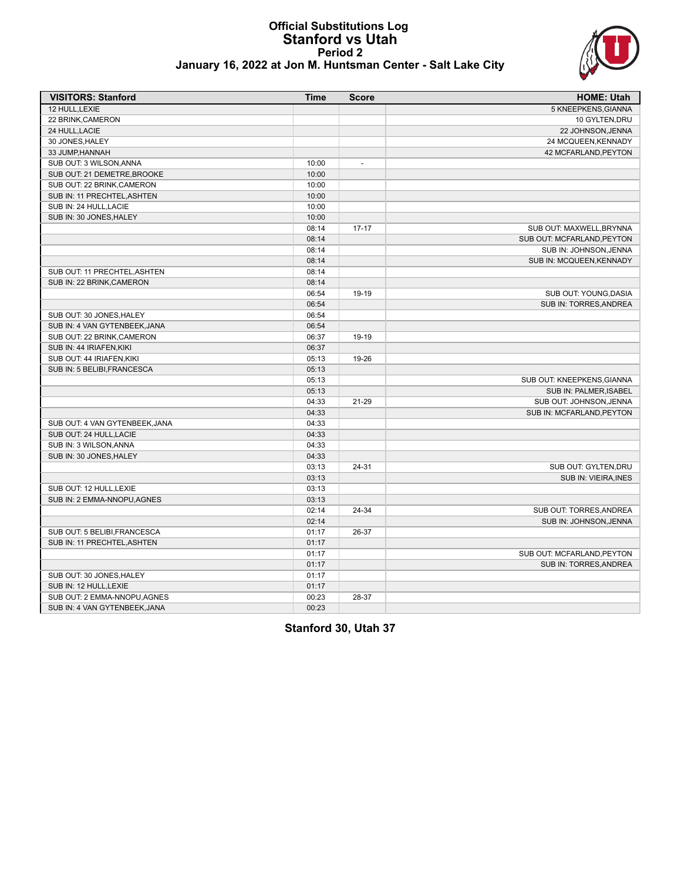# Official Substitutions Log
## Stanford vs Utah
### Period 2
### January 16, 2022 at Jon M. Huntsman Center - Salt Lake City

| VISITORS: Stanford | Time | Score | HOME: Utah |
|---|---|---|---|
| 12 HULL,LEXIE | | | 5 KNEEPKENS,GIANNA |
| 22 BRINK,CAMERON | | | 10 GYLTEN,DRU |
| 24 HULL,LACIE | | | 22 JOHNSON,JENNA |
| 30 JONES,HALEY | | | 24 MCQUEEN,KENNADY |
| 33 JUMP,HANNAH | | | 42 MCFARLAND,PEYTON |
| SUB OUT: 3 WILSON,ANNA | 10:00 | - | |
| SUB OUT: 21 DEMETRE,BROOKE | 10:00 | | |
| SUB OUT: 22 BRINK,CAMERON | 10:00 | | |
| SUB IN: 11 PRECHTEL,ASHTEN | 10:00 | | |
| SUB IN: 24 HULL,LACIE | 10:00 | | |
| SUB IN: 30 JONES,HALEY | 10:00 | | |
| | 08:14 | 17-17 | SUB OUT: MAXWELL,BRYNNA |
| | 08:14 | | SUB OUT: MCFARLAND,PEYTON |
| | 08:14 | | SUB IN: JOHNSON,JENNA |
| | 08:14 | | SUB IN: MCQUEEN,KENNADY |
| SUB OUT: 11 PRECHTEL,ASHTEN | 08:14 | | |
| SUB IN: 22 BRINK,CAMERON | 08:14 | | |
| | 06:54 | 19-19 | SUB OUT: YOUNG,DASIA |
| | 06:54 | | SUB IN: TORRES,ANDREA |
| SUB OUT: 30 JONES,HALEY | 06:54 | | |
| SUB IN: 4 VAN GYTENBEEK,JANA | 06:54 | | |
| SUB OUT: 22 BRINK,CAMERON | 06:37 | 19-19 | |
| SUB IN: 44 IRIAFEN,KIKI | 06:37 | | |
| SUB OUT: 44 IRIAFEN,KIKI | 05:13 | 19-26 | |
| SUB IN: 5 BELIBI,FRANCESCA | 05:13 | | |
| | 05:13 | | SUB OUT: KNEEPKENS,GIANNA |
| | 05:13 | | SUB IN: PALMER,ISABEL |
| | 04:33 | 21-29 | SUB OUT: JOHNSON,JENNA |
| | 04:33 | | SUB IN: MCFARLAND,PEYTON |
| SUB OUT: 4 VAN GYTENBEEK,JANA | 04:33 | | |
| SUB OUT: 24 HULL,LACIE | 04:33 | | |
| SUB IN: 3 WILSON,ANNA | 04:33 | | |
| SUB IN: 30 JONES,HALEY | 04:33 | | |
| | 03:13 | 24-31 | SUB OUT: GYLTEN,DRU |
| | 03:13 | | SUB IN: VIEIRA,INES |
| SUB OUT: 12 HULL,LEXIE | 03:13 | | |
| SUB IN: 2 EMMA-NNOPU,AGNES | 03:13 | | |
| | 02:14 | 24-34 | SUB OUT: TORRES,ANDREA |
| | 02:14 | | SUB IN: JOHNSON,JENNA |
| SUB OUT: 5 BELIBI,FRANCESCA | 01:17 | 26-37 | |
| SUB IN: 11 PRECHTEL,ASHTEN | 01:17 | | |
| | 01:17 | | SUB OUT: MCFARLAND,PEYTON |
| | 01:17 | | SUB IN: TORRES,ANDREA |
| SUB OUT: 30 JONES,HALEY | 01:17 | | |
| SUB IN: 12 HULL,LEXIE | 01:17 | | |
| SUB OUT: 2 EMMA-NNOPU,AGNES | 00:23 | 28-37 | |
| SUB IN: 4 VAN GYTENBEEK,JANA | 00:23 | | |

**Stanford 30, Utah 37**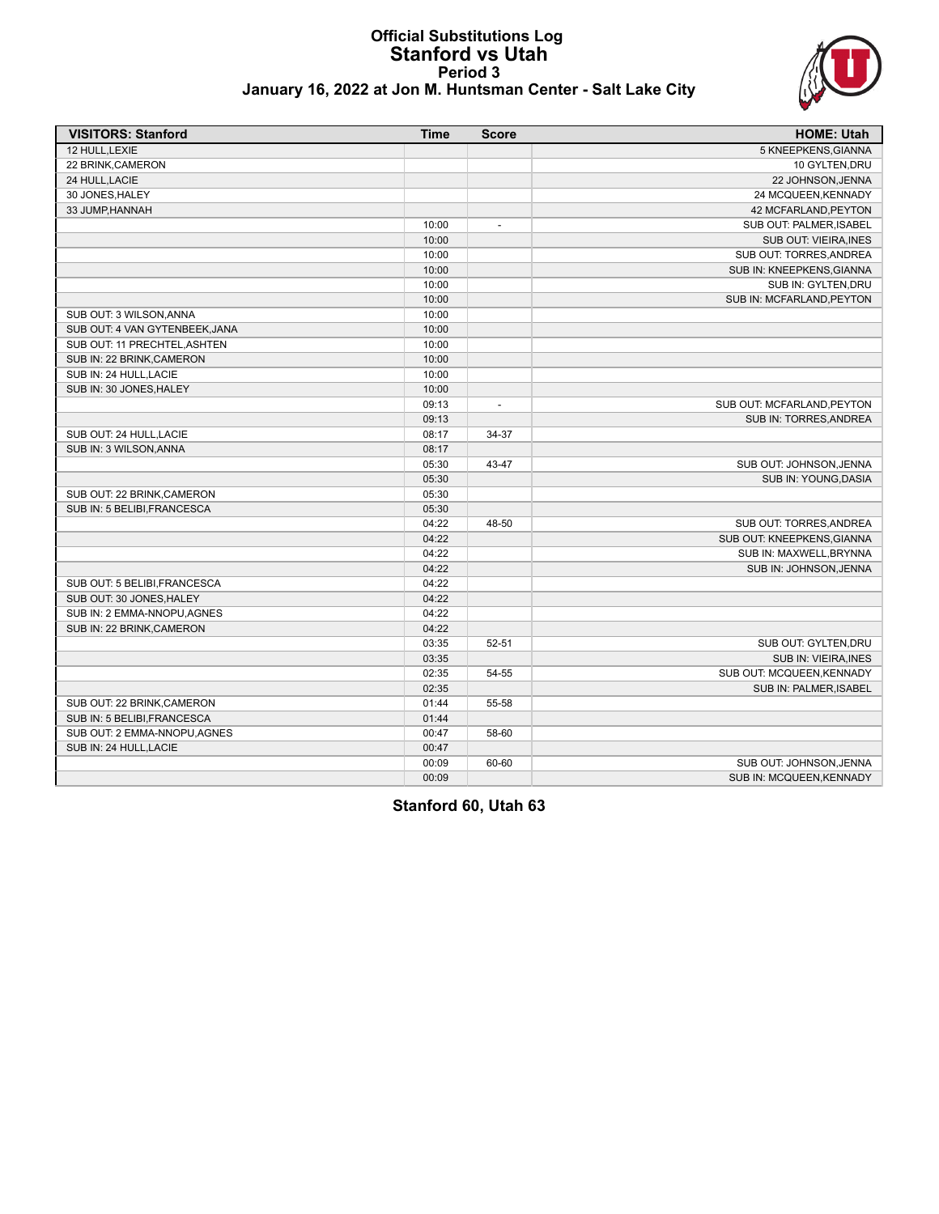# Official Substitutions Log
## Stanford vs Utah
### Period 3
### January 16, 2022 at Jon M. Huntsman Center - Salt Lake City

| VISITORS: Stanford | Time | Score | HOME: Utah |
|---|---|---|---|
| 12 HULL,LEXIE | | | 5 KNEEPKENS,GIANNA |
| 22 BRINK,CAMERON | | | 10 GYLTEN,DRU |
| 24 HULL,LACIE | | | 22 JOHNSON,JENNA |
| 30 JONES,HALEY | | | 24 MCQUEEN,KENNADY |
| 33 JUMP,HANNAH | | | 42 MCFARLAND,PEYTON |
| | 10:00 | - | SUB OUT: PALMER,ISABEL |
| | 10:00 | | SUB OUT: VIEIRA,INES |
| | 10:00 | | SUB OUT: TORRES,ANDREA |
| | 10:00 | | SUB IN: KNEEPKENS,GIANNA |
| | 10:00 | | SUB IN: GYLTEN,DRU |
| | 10:00 | | SUB IN: MCFARLAND,PEYTON |
| SUB OUT: 3 WILSON,ANNA | 10:00 | | |
| SUB OUT: 4 VAN GYTENBEEK,JANA | 10:00 | | |
| SUB OUT: 11 PRECHTEL,ASHTEN | 10:00 | | |
| SUB IN: 22 BRINK,CAMERON | 10:00 | | |
| SUB IN: 24 HULL,LACIE | 10:00 | | |
| SUB IN: 30 JONES,HALEY | 10:00 | | |
| | 09:13 | - | SUB OUT: MCFARLAND,PEYTON |
| | 09:13 | | SUB IN: TORRES,ANDREA |
| SUB OUT: 24 HULL,LACIE | 08:17 | 34-37 | |
| SUB IN: 3 WILSON,ANNA | 08:17 | | |
| | 05:30 | 43-47 | SUB OUT: JOHNSON,JENNA |
| | 05:30 | | SUB IN: YOUNG,DASIA |
| SUB OUT: 22 BRINK,CAMERON | 05:30 | | |
| SUB IN: 5 BELIBI,FRANCESCA | 05:30 | | |
| | 04:22 | 48-50 | SUB OUT: TORRES,ANDREA |
| | 04:22 | | SUB OUT: KNEEPKENS,GIANNA |
| | 04:22 | | SUB IN: MAXWELL,BRYNNA |
| | 04:22 | | SUB IN: JOHNSON,JENNA |
| SUB OUT: 5 BELIBI,FRANCESCA | 04:22 | | |
| SUB OUT: 30 JONES,HALEY | 04:22 | | |
| SUB IN: 2 EMMA-NNOPU,AGNES | 04:22 | | |
| SUB IN: 22 BRINK,CAMERON | 04:22 | | |
| | 03:35 | 52-51 | SUB OUT: GYLTEN,DRU |
| | 03:35 | | SUB IN: VIEIRA,INES |
| | 02:35 | 54-55 | SUB OUT: MCQUEEN,KENNADY |
| | 02:35 | | SUB IN: PALMER,ISABEL |
| SUB OUT: 22 BRINK,CAMERON | 01:44 | 55-58 | |
| SUB IN: 5 BELIBI,FRANCESCA | 01:44 | | |
| SUB OUT: 2 EMMA-NNOPU,AGNES | 00:47 | 58-60 | |
| SUB IN: 24 HULL,LACIE | 00:47 | | |
| | 00:09 | 60-60 | SUB OUT: JOHNSON,JENNA |
| | 00:09 | | SUB IN: MCQUEEN,KENNADY |

**Stanford 60, Utah 63**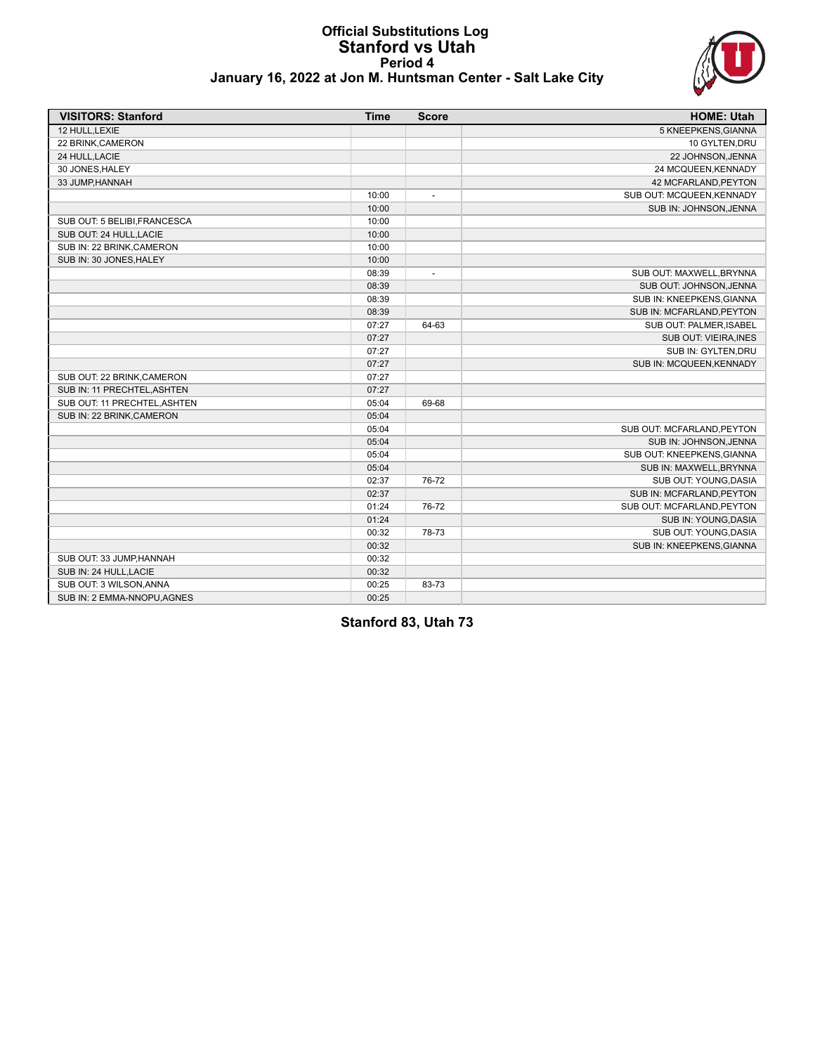# Official Substitutions Log
## Stanford vs Utah
### Period 4
### January 16, 2022 at Jon M. Huntsman Center - Salt Lake City

| VISITORS: Stanford | Time | Score | HOME: Utah |
|---|---|---|---|
| 12 HULL,LEXIE | | | 5 KNEEPKENS,GIANNA |
| 22 BRINK,CAMERON | | | 10 GYLTEN,DRU |
| 24 HULL,LACIE | | | 22 JOHNSON,JENNA |
| 30 JONES,HALEY | | | 24 MCQUEEN,KENNADY |
| 33 JUMP,HANNAH | | | 42 MCFARLAND,PEYTON |
| | 10:00 | - | SUB OUT: MCQUEEN,KENNADY |
| | 10:00 | | SUB IN: JOHNSON,JENNA |
| SUB OUT: 5 BELIBI,FRANCESCA | 10:00 | | |
| SUB OUT: 24 HULL,LACIE | 10:00 | | |
| SUB IN: 22 BRINK,CAMERON | 10:00 | | |
| SUB IN: 30 JONES,HALEY | 10:00 | | |
| | 08:39 | - | SUB OUT: MAXWELL,BRYNNA |
| | 08:39 | | SUB OUT: JOHNSON,JENNA |
| | 08:39 | | SUB IN: KNEEPKENS,GIANNA |
| | 08:39 | | SUB IN: MCFARLAND,PEYTON |
| | 07:27 | 64-63 | SUB OUT: PALMER,ISABEL |
| | 07:27 | | SUB OUT: VIEIRA,INES |
| | 07:27 | | SUB IN: GYLTEN,DRU |
| | 07:27 | | SUB IN: MCQUEEN,KENNADY |
| SUB OUT: 22 BRINK,CAMERON | 07:27 | | |
| SUB IN: 11 PRECHTEL,ASHTEN | 07:27 | | |
| SUB OUT: 11 PRECHTEL,ASHTEN | 05:04 | 69-68 | |
| SUB IN: 22 BRINK,CAMERON | 05:04 | | |
| | 05:04 | | SUB OUT: MCFARLAND,PEYTON |
| | 05:04 | | SUB IN: JOHNSON,JENNA |
| | 05:04 | | SUB OUT: KNEEPKENS,GIANNA |
| | 05:04 | | SUB IN: MAXWELL,BRYNNA |
| | 02:37 | 76-72 | SUB OUT: YOUNG,DASIA |
| | 02:37 | | SUB IN: MCFARLAND,PEYTON |
| | 01:24 | 76-72 | SUB OUT: MCFARLAND,PEYTON |
| | 01:24 | | SUB IN: YOUNG,DASIA |
| | 00:32 | 78-73 | SUB OUT: YOUNG,DASIA |
| | 00:32 | | SUB IN: KNEEPKENS,GIANNA |
| SUB OUT: 33 JUMP,HANNAH | 00:32 | | |
| SUB IN: 24 HULL,LACIE | 00:32 | | |
| SUB OUT: 3 WILSON,ANNA | 00:25 | 83-73 | |
| SUB IN: 2 EMMA-NNOPU,AGNES | 00:25 | | |

**Stanford 83, Utah 73**